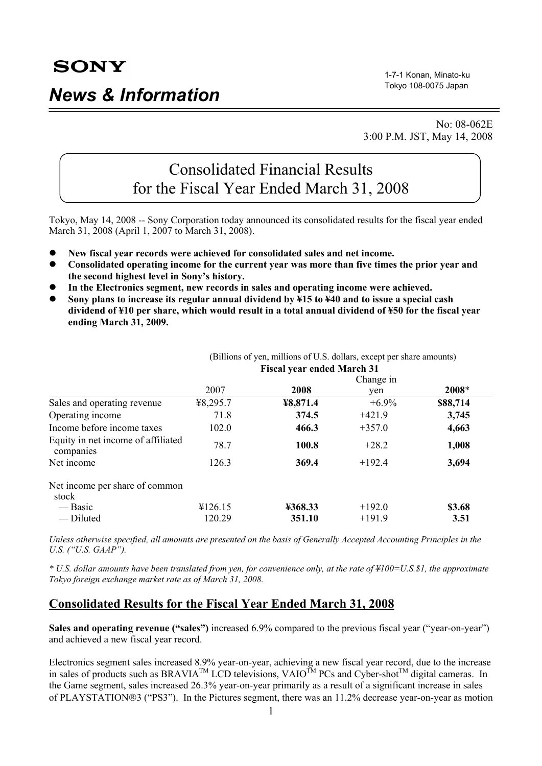**SONY**

# News & Information

1-7-1 Konan, Minato-ku
Tokyo 108-0075 Japan

No: 08-062E
3:00 P.M. JST, May 14, 2008

## Consolidated Financial Results for the Fiscal Year Ended March 31, 2008

Tokyo, May 14, 2008 -- Sony Corporation today announced its consolidated results for the fiscal year ended March 31, 2008 (April 1, 2007 to March 31, 2008).

- **New fiscal year records were achieved for consolidated sales and net income.**
- **Consolidated operating income for the current year was more than five times the prior year and the second highest level in Sony's history.**
- **In the Electronics segment, new records in sales and operating income were achieved.**
- **Sony plans to increase its regular annual dividend by ¥15 to ¥40 and to issue a special cash dividend of ¥10 per share, which would result in a total annual dividend of ¥50 for the fiscal year ending March 31, 2009.**

(Billions of yen, millions of U.S. dollars, except per share amounts)

| | Fiscal year ended March 31 | | | |
|---|---|---|---|---|
| | 2007 | **2008** | Change in yen | **2008*** |
| Sales and operating revenue | ¥8,295.7 | **¥8,871.4** | +6.9% | **$88,714** |
| Operating income | 71.8 | **374.5** | +421.9 | **3,745** |
| Income before income taxes | 102.0 | **466.3** | +357.0 | **4,663** |
| Equity in net income of affiliated companies | 78.7 | **100.8** | +28.2 | **1,008** |
| Net income | 126.3 | **369.4** | +192.4 | **3,694** |
| Net income per share of common stock | | | | |
| — Basic | ¥126.15 | **¥368.33** | +192.0 | **$3.68** |
| — Diluted | 120.29 | **351.10** | +191.9 | **3.51** |

*Unless otherwise specified, all amounts are presented on the basis of Generally Accepted Accounting Principles in the U.S. ("U.S. GAAP").*

*\* U.S. dollar amounts have been translated from yen, for convenience only, at the rate of ¥100=U.S.$1, the approximate Tokyo foreign exchange market rate as of March 31, 2008.*

## Consolidated Results for the Fiscal Year Ended March 31, 2008

**Sales and operating revenue ("sales")** increased 6.9% compared to the previous fiscal year ("year-on-year") and achieved a new fiscal year record.

Electronics segment sales increased 8.9% year-on-year, achieving a new fiscal year record, due to the increase in sales of products such as BRAVIA™ LCD televisions, VAIO™ PCs and Cyber-shot™ digital cameras. In the Game segment, sales increased 26.3% year-on-year primarily as a result of a significant increase in sales of PLAYSTATION®3 ("PS3"). In the Pictures segment, there was an 11.2% decrease year-on-year as motion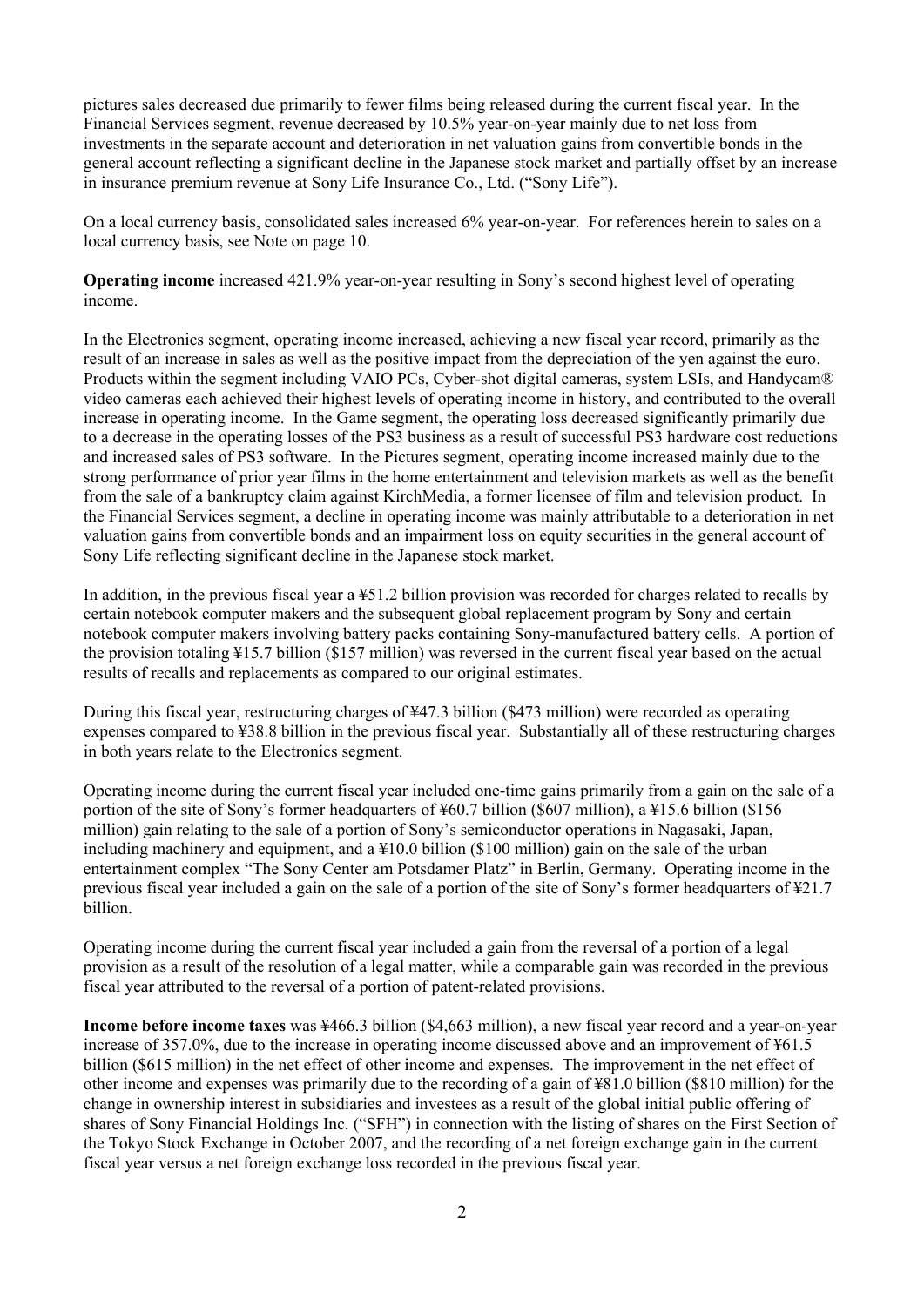pictures sales decreased due primarily to fewer films being released during the current fiscal year. In the Financial Services segment, revenue decreased by 10.5% year-on-year mainly due to net loss from investments in the separate account and deterioration in net valuation gains from convertible bonds in the general account reflecting a significant decline in the Japanese stock market and partially offset by an increase in insurance premium revenue at Sony Life Insurance Co., Ltd. ("Sony Life").

On a local currency basis, consolidated sales increased 6% year-on-year. For references herein to sales on a local currency basis, see Note on page 10.

**Operating income** increased 421.9% year-on-year resulting in Sony's second highest level of operating income.

In the Electronics segment, operating income increased, achieving a new fiscal year record, primarily as the result of an increase in sales as well as the positive impact from the depreciation of the yen against the euro. Products within the segment including VAIO PCs, Cyber-shot digital cameras, system LSIs, and Handycam® video cameras each achieved their highest levels of operating income in history, and contributed to the overall increase in operating income. In the Game segment, the operating loss decreased significantly primarily due to a decrease in the operating losses of the PS3 business as a result of successful PS3 hardware cost reductions and increased sales of PS3 software. In the Pictures segment, operating income increased mainly due to the strong performance of prior year films in the home entertainment and television markets as well as the benefit from the sale of a bankruptcy claim against KirchMedia, a former licensee of film and television product. In the Financial Services segment, a decline in operating income was mainly attributable to a deterioration in net valuation gains from convertible bonds and an impairment loss on equity securities in the general account of Sony Life reflecting significant decline in the Japanese stock market.

In addition, in the previous fiscal year a ¥51.2 billion provision was recorded for charges related to recalls by certain notebook computer makers and the subsequent global replacement program by Sony and certain notebook computer makers involving battery packs containing Sony-manufactured battery cells. A portion of the provision totaling ¥15.7 billion ($157 million) was reversed in the current fiscal year based on the actual results of recalls and replacements as compared to our original estimates.

During this fiscal year, restructuring charges of ¥47.3 billion ($473 million) were recorded as operating expenses compared to ¥38.8 billion in the previous fiscal year. Substantially all of these restructuring charges in both years relate to the Electronics segment.

Operating income during the current fiscal year included one-time gains primarily from a gain on the sale of a portion of the site of Sony's former headquarters of ¥60.7 billion ($607 million), a ¥15.6 billion ($156 million) gain relating to the sale of a portion of Sony's semiconductor operations in Nagasaki, Japan, including machinery and equipment, and a ¥10.0 billion ($100 million) gain on the sale of the urban entertainment complex "The Sony Center am Potsdamer Platz" in Berlin, Germany. Operating income in the previous fiscal year included a gain on the sale of a portion of the site of Sony's former headquarters of ¥21.7 billion.

Operating income during the current fiscal year included a gain from the reversal of a portion of a legal provision as a result of the resolution of a legal matter, while a comparable gain was recorded in the previous fiscal year attributed to the reversal of a portion of patent-related provisions.

**Income before income taxes** was ¥466.3 billion ($4,663 million), a new fiscal year record and a year-on-year increase of 357.0%, due to the increase in operating income discussed above and an improvement of ¥61.5 billion ($615 million) in the net effect of other income and expenses. The improvement in the net effect of other income and expenses was primarily due to the recording of a gain of ¥81.0 billion ($810 million) for the change in ownership interest in subsidiaries and investees as a result of the global initial public offering of shares of Sony Financial Holdings Inc. ("SFH") in connection with the listing of shares on the First Section of the Tokyo Stock Exchange in October 2007, and the recording of a net foreign exchange gain in the current fiscal year versus a net foreign exchange loss recorded in the previous fiscal year.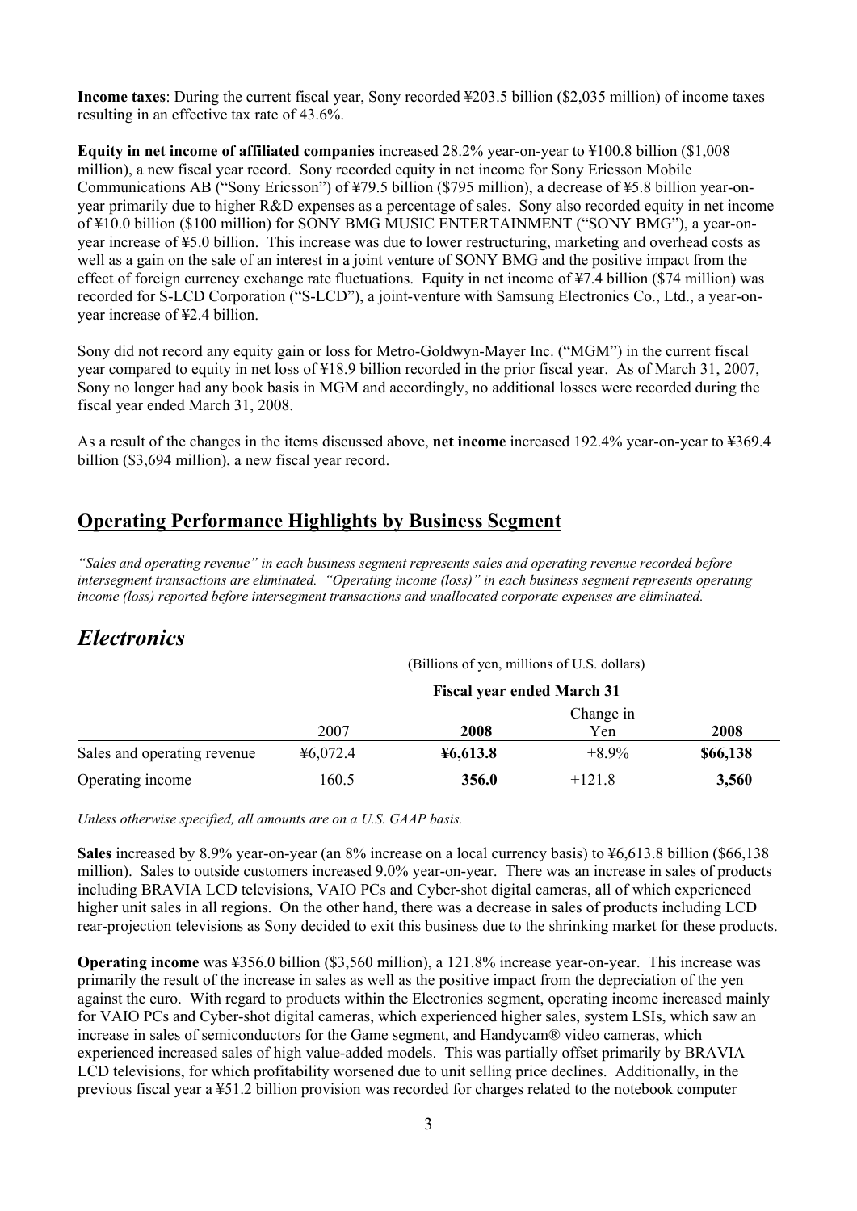**Income taxes**: During the current fiscal year, Sony recorded ¥203.5 billion ($2,035 million) of income taxes resulting in an effective tax rate of 43.6%.

**Equity in net income of affiliated companies** increased 28.2% year-on-year to ¥100.8 billion ($1,008 million), a new fiscal year record. Sony recorded equity in net income for Sony Ericsson Mobile Communications AB ("Sony Ericsson") of ¥79.5 billion ($795 million), a decrease of ¥5.8 billion year-on-year primarily due to higher R&D expenses as a percentage of sales. Sony also recorded equity in net income of ¥10.0 billion ($100 million) for SONY BMG MUSIC ENTERTAINMENT ("SONY BMG"), a year-on-year increase of ¥5.0 billion. This increase was due to lower restructuring, marketing and overhead costs as well as a gain on the sale of an interest in a joint venture of SONY BMG and the positive impact from the effect of foreign currency exchange rate fluctuations. Equity in net income of ¥7.4 billion ($74 million) was recorded for S-LCD Corporation ("S-LCD"), a joint-venture with Samsung Electronics Co., Ltd., a year-on-year increase of ¥2.4 billion.

Sony did not record any equity gain or loss for Metro-Goldwyn-Mayer Inc. ("MGM") in the current fiscal year compared to equity in net loss of ¥18.9 billion recorded in the prior fiscal year. As of March 31, 2007, Sony no longer had any book basis in MGM and accordingly, no additional losses were recorded during the fiscal year ended March 31, 2008.

As a result of the changes in the items discussed above, **net income** increased 192.4% year-on-year to ¥369.4 billion ($3,694 million), a new fiscal year record.

## Operating Performance Highlights by Business Segment

*"Sales and operating revenue" in each business segment represents sales and operating revenue recorded before intersegment transactions are eliminated. "Operating income (loss)" in each business segment represents operating income (loss) reported before intersegment transactions and unallocated corporate expenses are eliminated.*

## *Electronics*

(Billions of yen, millions of U.S. dollars)

| | Fiscal year ended March 31 | | | |
|---|---|---|---|---|
| | 2007 | **2008** | Change in Yen | **2008** |
| Sales and operating revenue | ¥6,072.4 | **¥6,613.8** | +8.9% | **$66,138** |
| Operating income | 160.5 | **356.0** | +121.8 | **3,560** |

*Unless otherwise specified, all amounts are on a U.S. GAAP basis.*

**Sales** increased by 8.9% year-on-year (an 8% increase on a local currency basis) to ¥6,613.8 billion ($66,138 million). Sales to outside customers increased 9.0% year-on-year. There was an increase in sales of products including BRAVIA LCD televisions, VAIO PCs and Cyber-shot digital cameras, all of which experienced higher unit sales in all regions. On the other hand, there was a decrease in sales of products including LCD rear-projection televisions as Sony decided to exit this business due to the shrinking market for these products.

**Operating income** was ¥356.0 billion ($3,560 million), a 121.8% increase year-on-year. This increase was primarily the result of the increase in sales as well as the positive impact from the depreciation of the yen against the euro. With regard to products within the Electronics segment, operating income increased mainly for VAIO PCs and Cyber-shot digital cameras, which experienced higher sales, system LSIs, which saw an increase in sales of semiconductors for the Game segment, and Handycam® video cameras, which experienced increased sales of high value-added models. This was partially offset primarily by BRAVIA LCD televisions, for which profitability worsened due to unit selling price declines. Additionally, in the previous fiscal year a ¥51.2 billion provision was recorded for charges related to the notebook computer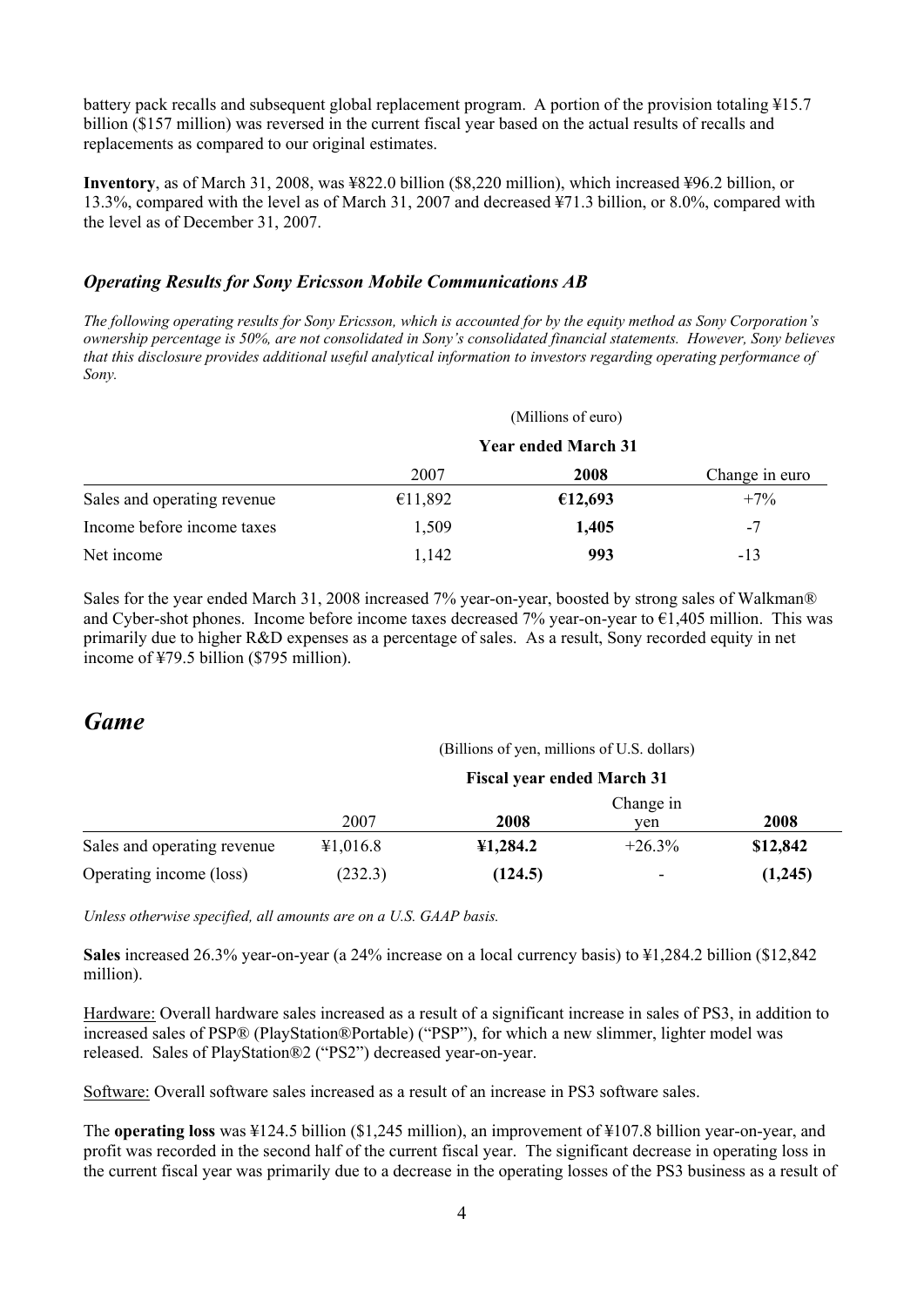battery pack recalls and subsequent global replacement program. A portion of the provision totaling ¥15.7 billion ($157 million) was reversed in the current fiscal year based on the actual results of recalls and replacements as compared to our original estimates.

**Inventory**, as of March 31, 2008, was ¥822.0 billion ($8,220 million), which increased ¥96.2 billion, or 13.3%, compared with the level as of March 31, 2007 and decreased ¥71.3 billion, or 8.0%, compared with the level as of December 31, 2007.

### *Operating Results for Sony Ericsson Mobile Communications AB*

*The following operating results for Sony Ericsson, which is accounted for by the equity method as Sony Corporation's ownership percentage is 50%, are not consolidated in Sony's consolidated financial statements. However, Sony believes that this disclosure provides additional useful analytical information to investors regarding operating performance of Sony.*

| | (Millions of euro) | | |
|---|---|---|---|
| | **Year ended March 31** | | |
| | 2007 | **2008** | Change in euro |
| Sales and operating revenue | €11,892 | **€12,693** | +7% |
| Income before income taxes | 1,509 | **1,405** | -7 |
| Net income | 1,142 | **993** | -13 |

Sales for the year ended March 31, 2008 increased 7% year-on-year, boosted by strong sales of Walkman® and Cyber-shot phones. Income before income taxes decreased 7% year-on-year to €1,405 million. This was primarily due to higher R&D expenses as a percentage of sales. As a result, Sony recorded equity in net income of ¥79.5 billion ($795 million).

## *Game*

| | (Billions of yen, millions of U.S. dollars) | | | |
|---|---|---|---|---|
| | **Fiscal year ended March 31** | | | |
| | 2007 | **2008** | Change in yen | **2008** |
| Sales and operating revenue | ¥1,016.8 | **¥1,284.2** | +26.3% | **$12,842** |
| Operating income (loss) | (232.3) | **(124.5)** | - | **(1,245)** |

*Unless otherwise specified, all amounts are on a U.S. GAAP basis.*

**Sales** increased 26.3% year-on-year (a 24% increase on a local currency basis) to ¥1,284.2 billion ($12,842 million).

Hardware: Overall hardware sales increased as a result of a significant increase in sales of PS3, in addition to increased sales of PSP® (PlayStation®Portable) ("PSP"), for which a new slimmer, lighter model was released. Sales of PlayStation®2 ("PS2") decreased year-on-year.

Software: Overall software sales increased as a result of an increase in PS3 software sales.

The **operating loss** was ¥124.5 billion ($1,245 million), an improvement of ¥107.8 billion year-on-year, and profit was recorded in the second half of the current fiscal year. The significant decrease in operating loss in the current fiscal year was primarily due to a decrease in the operating losses of the PS3 business as a result of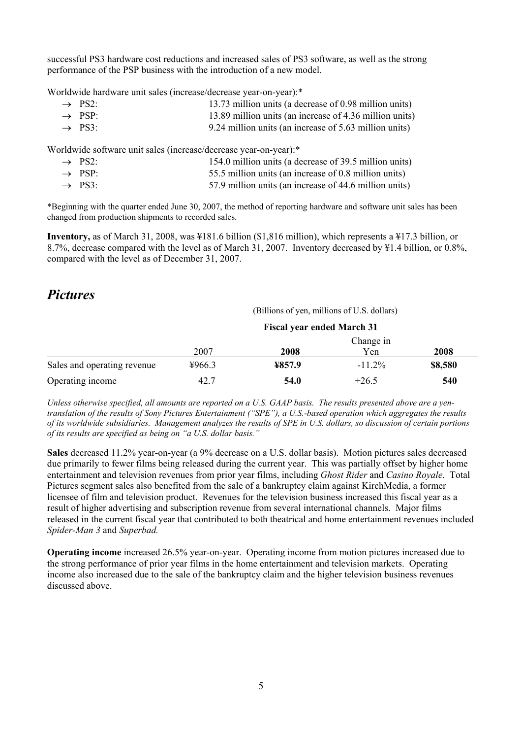successful PS3 hardware cost reductions and increased sales of PS3 software, as well as the strong performance of the PSP business with the introduction of a new model.

Worldwide hardware unit sales (increase/decrease year-on-year):*

- → PS2: 13.73 million units (a decrease of 0.98 million units)
- → PSP: 13.89 million units (an increase of 4.36 million units)
- → PS3: 9.24 million units (an increase of 5.63 million units)

Worldwide software unit sales (increase/decrease year-on-year):*

- → PS2: 154.0 million units (a decrease of 39.5 million units)
- → PSP: 55.5 million units (an increase of 0.8 million units)
- → PS3: 57.9 million units (an increase of 44.6 million units)

*Beginning with the quarter ended June 30, 2007, the method of reporting hardware and software unit sales has been changed from production shipments to recorded sales.

**Inventory,** as of March 31, 2008, was ¥181.6 billion ($1,816 million), which represents a ¥17.3 billion, or 8.7%, decrease compared with the level as of March 31, 2007. Inventory decreased by ¥1.4 billion, or 0.8%, compared with the level as of December 31, 2007.

## *Pictures*

(Billions of yen, millions of U.S. dollars)

| | Fiscal year ended March 31 | | | |
|---|---|---|---|---|
| | 2007 | **2008** | Change in Yen | **2008** |
| Sales and operating revenue | ¥966.3 | **¥857.9** | -11.2% | **$8,580** |
| Operating income | 42.7 | **54.0** | +26.5 | **540** |

*Unless otherwise specified, all amounts are reported on a U.S. GAAP basis. The results presented above are a yen-translation of the results of Sony Pictures Entertainment ("SPE"), a U.S.-based operation which aggregates the results of its worldwide subsidiaries. Management analyzes the results of SPE in U.S. dollars, so discussion of certain portions of its results are specified as being on "a U.S. dollar basis."*

**Sales** decreased 11.2% year-on-year (a 9% decrease on a U.S. dollar basis). Motion pictures sales decreased due primarily to fewer films being released during the current year. This was partially offset by higher home entertainment and television revenues from prior year films, including *Ghost Rider* and *Casino Royale*. Total Pictures segment sales also benefited from the sale of a bankruptcy claim against KirchMedia, a former licensee of film and television product. Revenues for the television business increased this fiscal year as a result of higher advertising and subscription revenue from several international channels. Major films released in the current fiscal year that contributed to both theatrical and home entertainment revenues included *Spider-Man 3* and *Superbad.*

**Operating income** increased 26.5% year-on-year. Operating income from motion pictures increased due to the strong performance of prior year films in the home entertainment and television markets. Operating income also increased due to the sale of the bankruptcy claim and the higher television business revenues discussed above.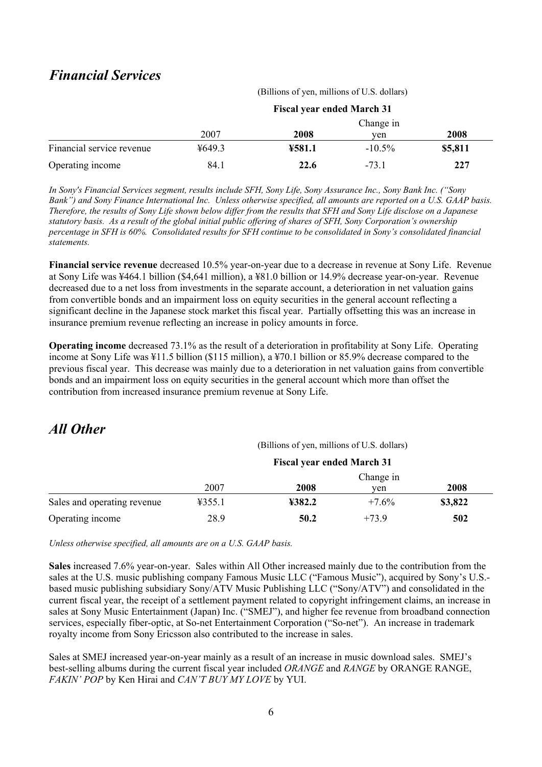## *Financial Services*

(Billions of yen, millions of U.S. dollars)

| | Fiscal year ended March 31 | | | |
|---|---|---|---|---|
| | 2007 | **2008** | Change in yen | **2008** |
| Financial service revenue | ¥649.3 | **¥581.1** | -10.5% | **$5,811** |
| Operating income | 84.1 | **22.6** | -73.1 | **227** |

*In Sony's Financial Services segment, results include SFH, Sony Life, Sony Assurance Inc., Sony Bank Inc. ("Sony Bank") and Sony Finance International Inc. Unless otherwise specified, all amounts are reported on a U.S. GAAP basis. Therefore, the results of Sony Life shown below differ from the results that SFH and Sony Life disclose on a Japanese statutory basis. As a result of the global initial public offering of shares of SFH, Sony Corporation's ownership percentage in SFH is 60%. Consolidated results for SFH continue to be consolidated in Sony's consolidated financial statements.*

**Financial service revenue** decreased 10.5% year-on-year due to a decrease in revenue at Sony Life. Revenue at Sony Life was ¥464.1 billion ($4,641 million), a ¥81.0 billion or 14.9% decrease year-on-year. Revenue decreased due to a net loss from investments in the separate account, a deterioration in net valuation gains from convertible bonds and an impairment loss on equity securities in the general account reflecting a significant decline in the Japanese stock market this fiscal year. Partially offsetting this was an increase in insurance premium revenue reflecting an increase in policy amounts in force.

**Operating income** decreased 73.1% as the result of a deterioration in profitability at Sony Life. Operating income at Sony Life was ¥11.5 billion ($115 million), a ¥70.1 billion or 85.9% decrease compared to the previous fiscal year. This decrease was mainly due to a deterioration in net valuation gains from convertible bonds and an impairment loss on equity securities in the general account which more than offset the contribution from increased insurance premium revenue at Sony Life.

## *All Other*

(Billions of yen, millions of U.S. dollars)

| | Fiscal year ended March 31 | | | |
|---|---|---|---|---|
| | 2007 | **2008** | Change in yen | **2008** |
| Sales and operating revenue | ¥355.1 | **¥382.2** | +7.6% | **$3,822** |
| Operating income | 28.9 | **50.2** | +73.9 | **502** |

*Unless otherwise specified, all amounts are on a U.S. GAAP basis.*

**Sales** increased 7.6% year-on-year. Sales within All Other increased mainly due to the contribution from the sales at the U.S. music publishing company Famous Music LLC ("Famous Music"), acquired by Sony's U.S.-based music publishing subsidiary Sony/ATV Music Publishing LLC ("Sony/ATV") and consolidated in the current fiscal year, the receipt of a settlement payment related to copyright infringement claims, an increase in sales at Sony Music Entertainment (Japan) Inc. ("SMEJ"), and higher fee revenue from broadband connection services, especially fiber-optic, at So-net Entertainment Corporation ("So-net"). An increase in trademark royalty income from Sony Ericsson also contributed to the increase in sales.

Sales at SMEJ increased year-on-year mainly as a result of an increase in music download sales. SMEJ's best-selling albums during the current fiscal year included *ORANGE* and *RANGE* by ORANGE RANGE, *FAKIN' POP* by Ken Hirai and *CAN'T BUY MY LOVE* by YUI.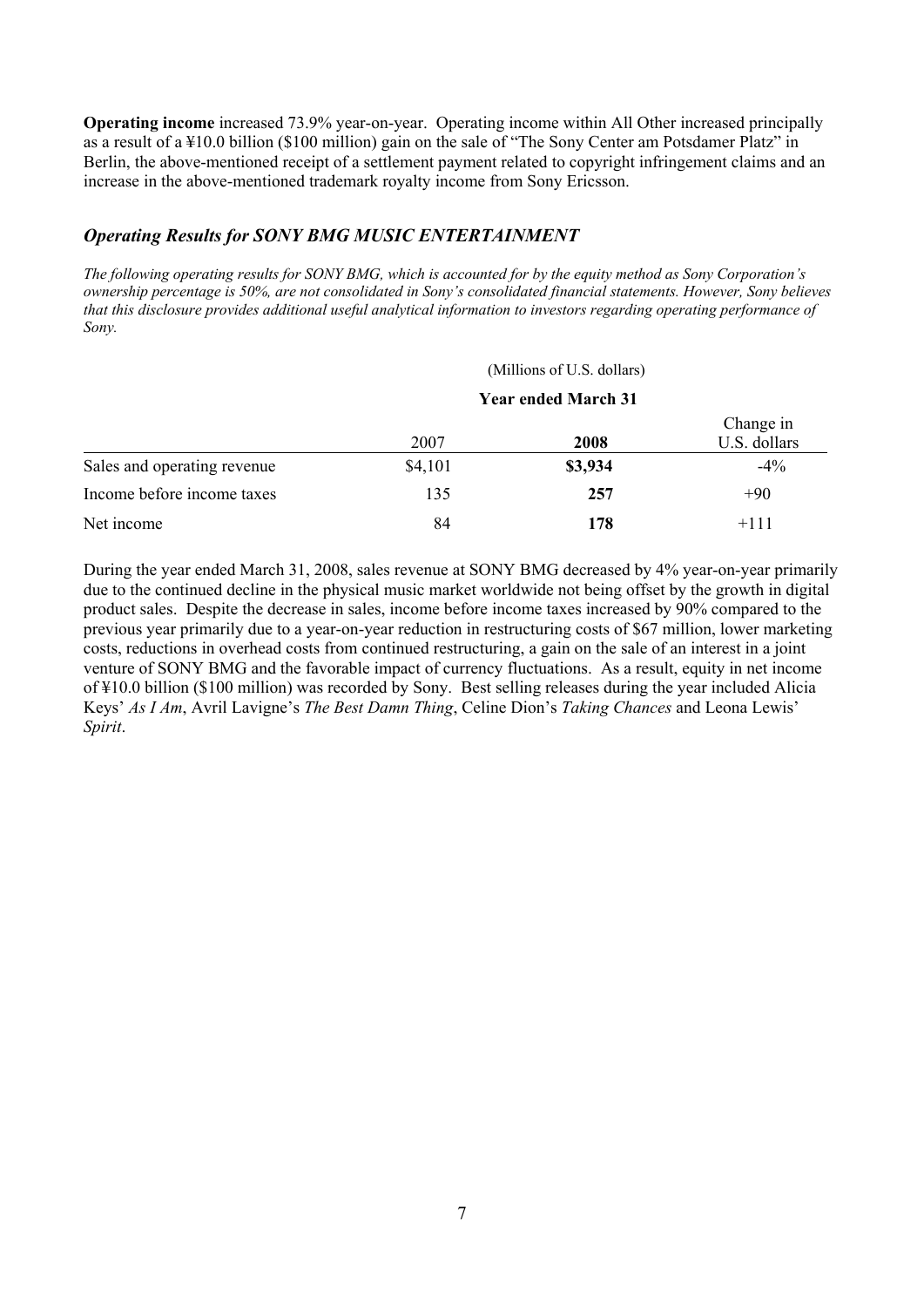**Operating income** increased 73.9% year-on-year. Operating income within All Other increased principally as a result of a ¥10.0 billion ($100 million) gain on the sale of "The Sony Center am Potsdamer Platz" in Berlin, the above-mentioned receipt of a settlement payment related to copyright infringement claims and an increase in the above-mentioned trademark royalty income from Sony Ericsson.

### *Operating Results for SONY BMG MUSIC ENTERTAINMENT*

*The following operating results for SONY BMG, which is accounted for by the equity method as Sony Corporation's ownership percentage is 50%, are not consolidated in Sony's consolidated financial statements. However, Sony believes that this disclosure provides additional useful analytical information to investors regarding operating performance of Sony.*

| | (Millions of U.S. dollars) | | |
|---|---|---|---|
| | **Year ended March 31** | | |
| | 2007 | **2008** | Change in U.S. dollars |
| Sales and operating revenue | $4,101 | **$3,934** | -4% |
| Income before income taxes | 135 | **257** | +90 |
| Net income | 84 | **178** | +111 |

During the year ended March 31, 2008, sales revenue at SONY BMG decreased by 4% year-on-year primarily due to the continued decline in the physical music market worldwide not being offset by the growth in digital product sales. Despite the decrease in sales, income before income taxes increased by 90% compared to the previous year primarily due to a year-on-year reduction in restructuring costs of $67 million, lower marketing costs, reductions in overhead costs from continued restructuring, a gain on the sale of an interest in a joint venture of SONY BMG and the favorable impact of currency fluctuations. As a result, equity in net income of ¥10.0 billion ($100 million) was recorded by Sony. Best selling releases during the year included Alicia Keys' *As I Am*, Avril Lavigne's *The Best Damn Thing*, Celine Dion's *Taking Chances* and Leona Lewis' *Spirit*.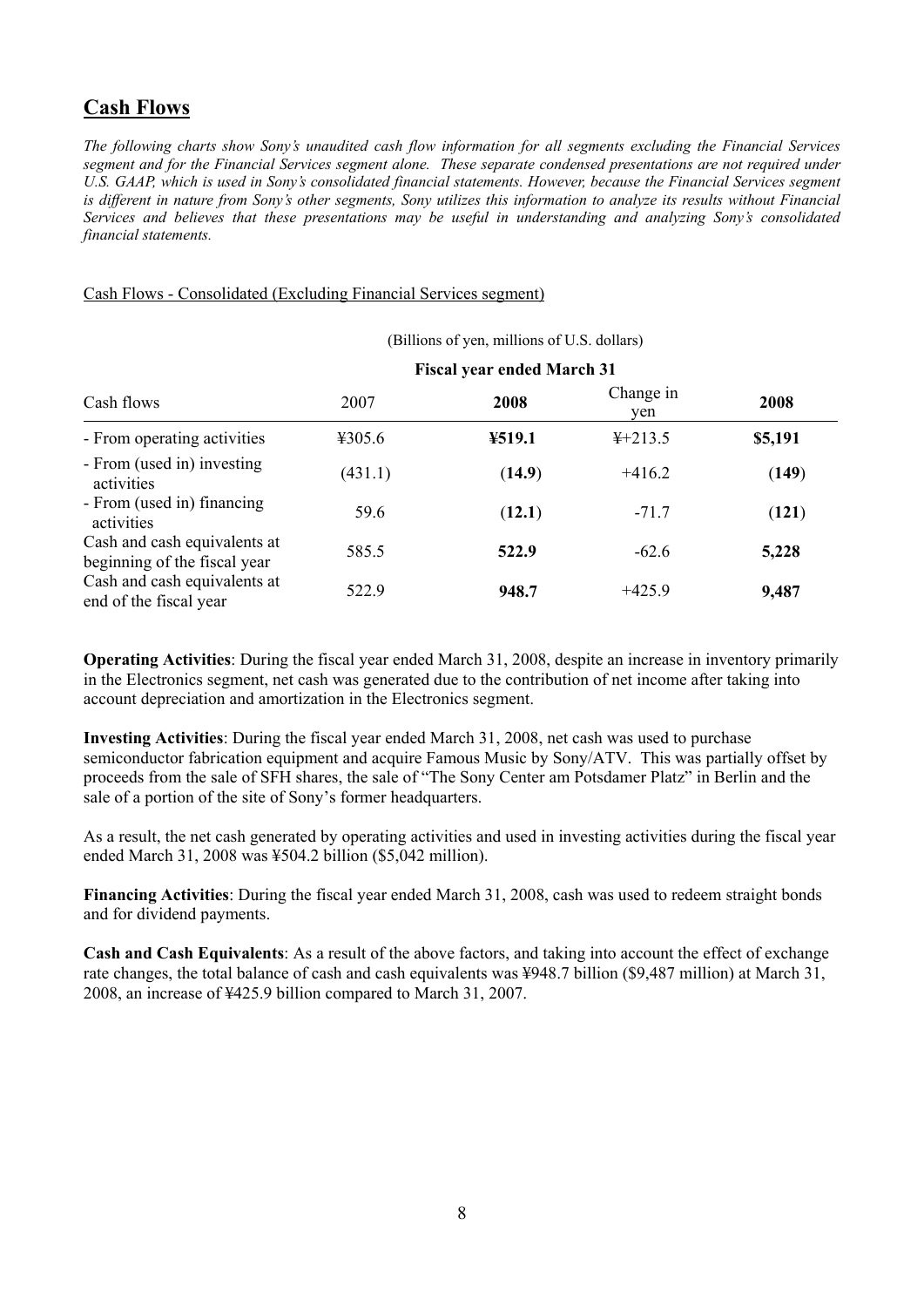## Cash Flows

*The following charts show Sony's unaudited cash flow information for all segments excluding the Financial Services segment and for the Financial Services segment alone. These separate condensed presentations are not required under U.S. GAAP, which is used in Sony's consolidated financial statements. However, because the Financial Services segment is different in nature from Sony's other segments, Sony utilizes this information to analyze its results without Financial Services and believes that these presentations may be useful in understanding and analyzing Sony's consolidated financial statements.*

Cash Flows - Consolidated (Excluding Financial Services segment)

(Billions of yen, millions of U.S. dollars)

| | Fiscal year ended March 31 | | | |
|---|---|---|---|---|
| Cash flows | 2007 | **2008** | Change in yen | **2008** |
| - From operating activities | ¥305.6 | **¥519.1** | ¥+213.5 | **\$5,191** |
| - From (used in) investing activities | (431.1) | **(14.9)** | +416.2 | **(149)** |
| - From (used in) financing activities | 59.6 | **(12.1)** | -71.7 | **(121)** |
| Cash and cash equivalents at beginning of the fiscal year | 585.5 | **522.9** | -62.6 | **5,228** |
| Cash and cash equivalents at end of the fiscal year | 522.9 | **948.7** | +425.9 | **9,487** |

**Operating Activities**: During the fiscal year ended March 31, 2008, despite an increase in inventory primarily in the Electronics segment, net cash was generated due to the contribution of net income after taking into account depreciation and amortization in the Electronics segment.

**Investing Activities**: During the fiscal year ended March 31, 2008, net cash was used to purchase semiconductor fabrication equipment and acquire Famous Music by Sony/ATV. This was partially offset by proceeds from the sale of SFH shares, the sale of "The Sony Center am Potsdamer Platz" in Berlin and the sale of a portion of the site of Sony's former headquarters.

As a result, the net cash generated by operating activities and used in investing activities during the fiscal year ended March 31, 2008 was ¥504.2 billion (\$5,042 million).

**Financing Activities**: During the fiscal year ended March 31, 2008, cash was used to redeem straight bonds and for dividend payments.

**Cash and Cash Equivalents**: As a result of the above factors, and taking into account the effect of exchange rate changes, the total balance of cash and cash equivalents was ¥948.7 billion (\$9,487 million) at March 31, 2008, an increase of ¥425.9 billion compared to March 31, 2007.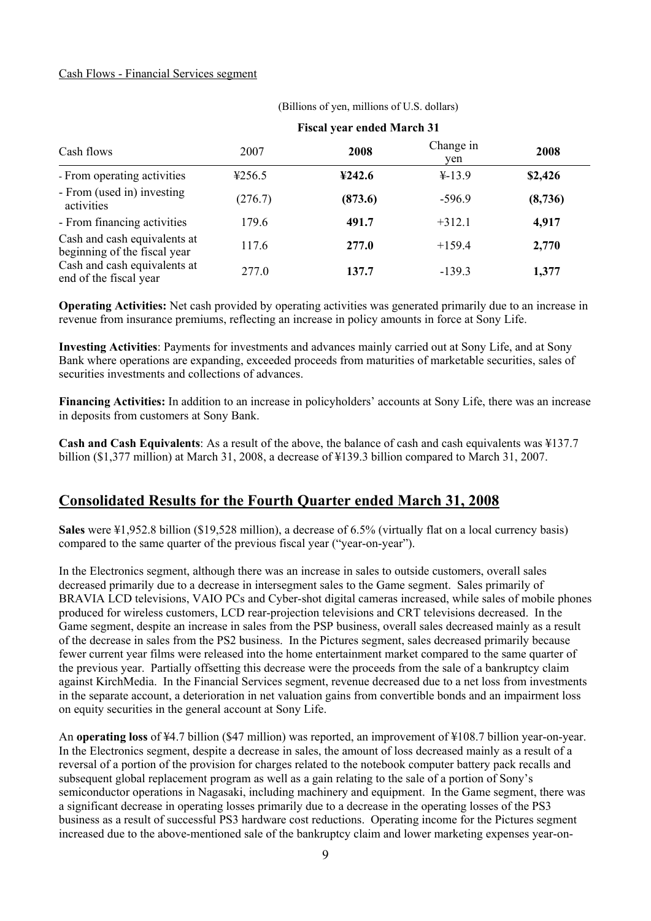Cash Flows - Financial Services segment

| | (Billions of yen, millions of U.S. dollars) | | | |
|---|---|---|---|---|
| | **Fiscal year ended March 31** | | | |
| Cash flows | 2007 | **2008** | Change in yen | **2008** |
| - From operating activities | ¥256.5 | **¥242.6** | ¥-13.9 | **$2,426** |
| - From (used in) investing activities | (276.7) | **(873.6)** | -596.9 | **(8,736)** |
| - From financing activities | 179.6 | **491.7** | +312.1 | **4,917** |
| Cash and cash equivalents at beginning of the fiscal year | 117.6 | **277.0** | +159.4 | **2,770** |
| Cash and cash equivalents at end of the fiscal year | 277.0 | **137.7** | -139.3 | **1,377** |

**Operating Activities:** Net cash provided by operating activities was generated primarily due to an increase in revenue from insurance premiums, reflecting an increase in policy amounts in force at Sony Life.

**Investing Activities**: Payments for investments and advances mainly carried out at Sony Life, and at Sony Bank where operations are expanding, exceeded proceeds from maturities of marketable securities, sales of securities investments and collections of advances.

**Financing Activities:** In addition to an increase in policyholders' accounts at Sony Life, there was an increase in deposits from customers at Sony Bank.

**Cash and Cash Equivalents**: As a result of the above, the balance of cash and cash equivalents was ¥137.7 billion ($1,377 million) at March 31, 2008, a decrease of ¥139.3 billion compared to March 31, 2007.

## Consolidated Results for the Fourth Quarter ended March 31, 2008

**Sales** were ¥1,952.8 billion ($19,528 million), a decrease of 6.5% (virtually flat on a local currency basis) compared to the same quarter of the previous fiscal year ("year-on-year").

In the Electronics segment, although there was an increase in sales to outside customers, overall sales decreased primarily due to a decrease in intersegment sales to the Game segment. Sales primarily of BRAVIA LCD televisions, VAIO PCs and Cyber-shot digital cameras increased, while sales of mobile phones produced for wireless customers, LCD rear-projection televisions and CRT televisions decreased. In the Game segment, despite an increase in sales from the PSP business, overall sales decreased mainly as a result of the decrease in sales from the PS2 business. In the Pictures segment, sales decreased primarily because fewer current year films were released into the home entertainment market compared to the same quarter of the previous year. Partially offsetting this decrease were the proceeds from the sale of a bankruptcy claim against KirchMedia. In the Financial Services segment, revenue decreased due to a net loss from investments in the separate account, a deterioration in net valuation gains from convertible bonds and an impairment loss on equity securities in the general account at Sony Life.

An **operating loss** of ¥4.7 billion ($47 million) was reported, an improvement of ¥108.7 billion year-on-year. In the Electronics segment, despite a decrease in sales, the amount of loss decreased mainly as a result of a reversal of a portion of the provision for charges related to the notebook computer battery pack recalls and subsequent global replacement program as well as a gain relating to the sale of a portion of Sony's semiconductor operations in Nagasaki, including machinery and equipment. In the Game segment, there was a significant decrease in operating losses primarily due to a decrease in the operating losses of the PS3 business as a result of successful PS3 hardware cost reductions. Operating income for the Pictures segment increased due to the above-mentioned sale of the bankruptcy claim and lower marketing expenses year-on-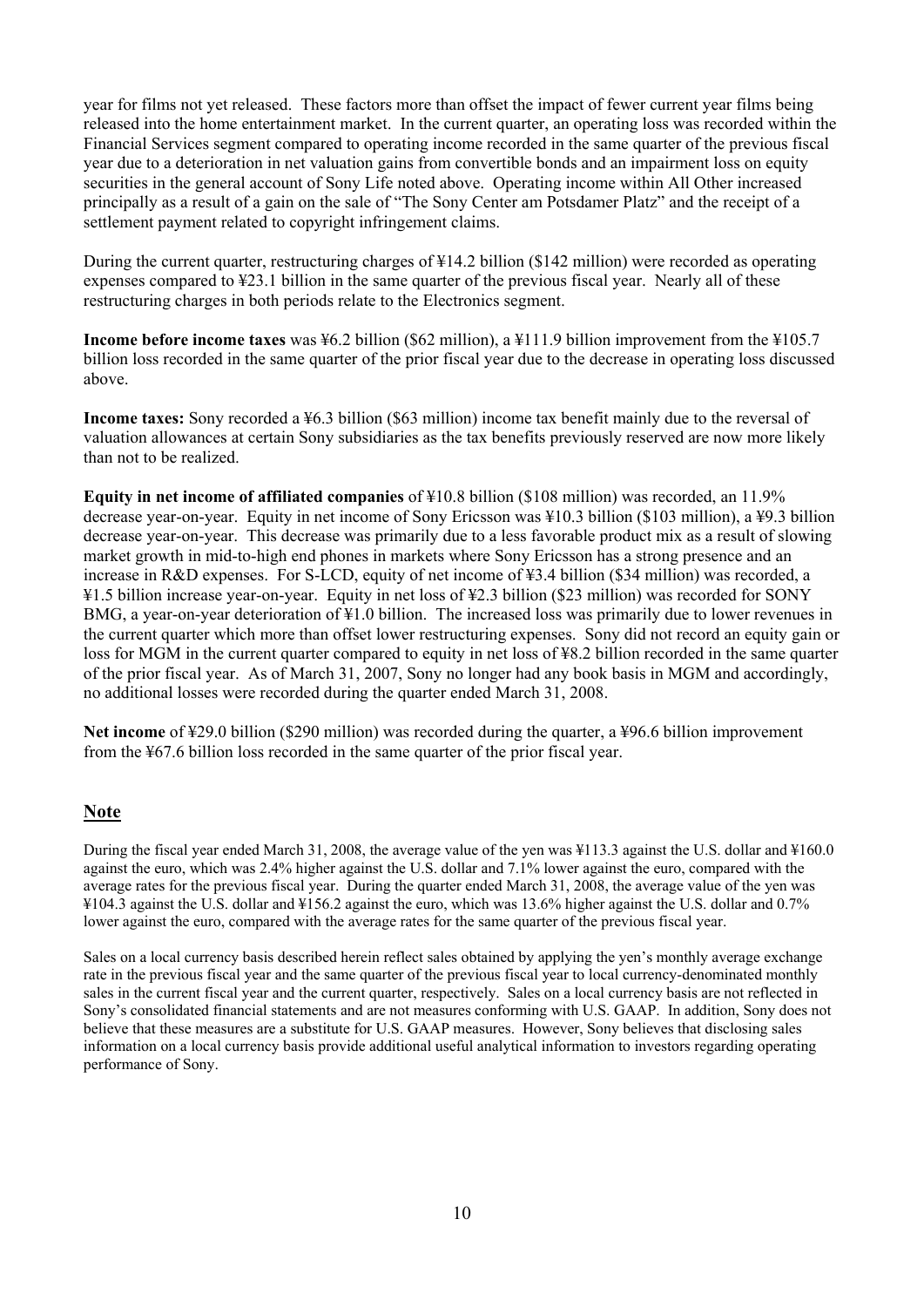year for films not yet released. These factors more than offset the impact of fewer current year films being released into the home entertainment market. In the current quarter, an operating loss was recorded within the Financial Services segment compared to operating income recorded in the same quarter of the previous fiscal year due to a deterioration in net valuation gains from convertible bonds and an impairment loss on equity securities in the general account of Sony Life noted above. Operating income within All Other increased principally as a result of a gain on the sale of "The Sony Center am Potsdamer Platz" and the receipt of a settlement payment related to copyright infringement claims.

During the current quarter, restructuring charges of ¥14.2 billion ($142 million) were recorded as operating expenses compared to ¥23.1 billion in the same quarter of the previous fiscal year. Nearly all of these restructuring charges in both periods relate to the Electronics segment.

**Income before income taxes** was ¥6.2 billion ($62 million), a ¥111.9 billion improvement from the ¥105.7 billion loss recorded in the same quarter of the prior fiscal year due to the decrease in operating loss discussed above.

**Income taxes:** Sony recorded a ¥6.3 billion ($63 million) income tax benefit mainly due to the reversal of valuation allowances at certain Sony subsidiaries as the tax benefits previously reserved are now more likely than not to be realized.

**Equity in net income of affiliated companies** of ¥10.8 billion ($108 million) was recorded, an 11.9% decrease year-on-year. Equity in net income of Sony Ericsson was ¥10.3 billion ($103 million), a ¥9.3 billion decrease year-on-year. This decrease was primarily due to a less favorable product mix as a result of slowing market growth in mid-to-high end phones in markets where Sony Ericsson has a strong presence and an increase in R&D expenses. For S-LCD, equity of net income of ¥3.4 billion ($34 million) was recorded, a ¥1.5 billion increase year-on-year. Equity in net loss of ¥2.3 billion ($23 million) was recorded for SONY BMG, a year-on-year deterioration of ¥1.0 billion. The increased loss was primarily due to lower revenues in the current quarter which more than offset lower restructuring expenses. Sony did not record an equity gain or loss for MGM in the current quarter compared to equity in net loss of ¥8.2 billion recorded in the same quarter of the prior fiscal year. As of March 31, 2007, Sony no longer had any book basis in MGM and accordingly, no additional losses were recorded during the quarter ended March 31, 2008.

**Net income** of ¥29.0 billion ($290 million) was recorded during the quarter, a ¥96.6 billion improvement from the ¥67.6 billion loss recorded in the same quarter of the prior fiscal year.

## Note

During the fiscal year ended March 31, 2008, the average value of the yen was ¥113.3 against the U.S. dollar and ¥160.0 against the euro, which was 2.4% higher against the U.S. dollar and 7.1% lower against the euro, compared with the average rates for the previous fiscal year. During the quarter ended March 31, 2008, the average value of the yen was ¥104.3 against the U.S. dollar and ¥156.2 against the euro, which was 13.6% higher against the U.S. dollar and 0.7% lower against the euro, compared with the average rates for the same quarter of the previous fiscal year.

Sales on a local currency basis described herein reflect sales obtained by applying the yen's monthly average exchange rate in the previous fiscal year and the same quarter of the previous fiscal year to local currency-denominated monthly sales in the current fiscal year and the current quarter, respectively. Sales on a local currency basis are not reflected in Sony's consolidated financial statements and are not measures conforming with U.S. GAAP. In addition, Sony does not believe that these measures are a substitute for U.S. GAAP measures. However, Sony believes that disclosing sales information on a local currency basis provide additional useful analytical information to investors regarding operating performance of Sony.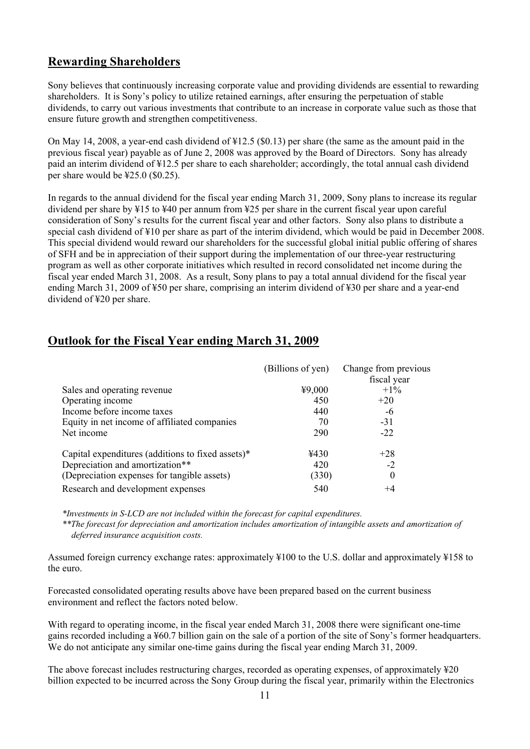## Rewarding Shareholders

Sony believes that continuously increasing corporate value and providing dividends are essential to rewarding shareholders. It is Sony's policy to utilize retained earnings, after ensuring the perpetuation of stable dividends, to carry out various investments that contribute to an increase in corporate value such as those that ensure future growth and strengthen competitiveness.

On May 14, 2008, a year-end cash dividend of ¥12.5 ($0.13) per share (the same as the amount paid in the previous fiscal year) payable as of June 2, 2008 was approved by the Board of Directors. Sony has already paid an interim dividend of ¥12.5 per share to each shareholder; accordingly, the total annual cash dividend per share would be ¥25.0 ($0.25).

In regards to the annual dividend for the fiscal year ending March 31, 2009, Sony plans to increase its regular dividend per share by ¥15 to ¥40 per annum from ¥25 per share in the current fiscal year upon careful consideration of Sony's results for the current fiscal year and other factors. Sony also plans to distribute a special cash dividend of ¥10 per share as part of the interim dividend, which would be paid in December 2008. This special dividend would reward our shareholders for the successful global initial public offering of shares of SFH and be in appreciation of their support during the implementation of our three-year restructuring program as well as other corporate initiatives which resulted in record consolidated net income during the fiscal year ended March 31, 2008. As a result, Sony plans to pay a total annual dividend for the fiscal year ending March 31, 2009 of ¥50 per share, comprising an interim dividend of ¥30 per share and a year-end dividend of ¥20 per share.

## Outlook for the Fiscal Year ending March 31, 2009

| | (Billions of yen) | Change from previous fiscal year |
|---|---|---|
| Sales and operating revenue | ¥9,000 | +1% |
| Operating income | 450 | +20 |
| Income before income taxes | 440 | -6 |
| Equity in net income of affiliated companies | 70 | -31 |
| Net income | 290 | -22 |
| Capital expenditures (additions to fixed assets)* | ¥430 | +28 |
| Depreciation and amortization** | 420 | -2 |
| (Depreciation expenses for tangible assets) | (330) | 0 |
| Research and development expenses | 540 | +4 |

*\*Investments in S-LCD are not included within the forecast for capital expenditures.*

*\*\*The forecast for depreciation and amortization includes amortization of intangible assets and amortization of deferred insurance acquisition costs.*

Assumed foreign currency exchange rates: approximately ¥100 to the U.S. dollar and approximately ¥158 to the euro.

Forecasted consolidated operating results above have been prepared based on the current business environment and reflect the factors noted below.

With regard to operating income, in the fiscal year ended March 31, 2008 there were significant one-time gains recorded including a ¥60.7 billion gain on the sale of a portion of the site of Sony's former headquarters. We do not anticipate any similar one-time gains during the fiscal year ending March 31, 2009.

The above forecast includes restructuring charges, recorded as operating expenses, of approximately ¥20 billion expected to be incurred across the Sony Group during the fiscal year, primarily within the Electronics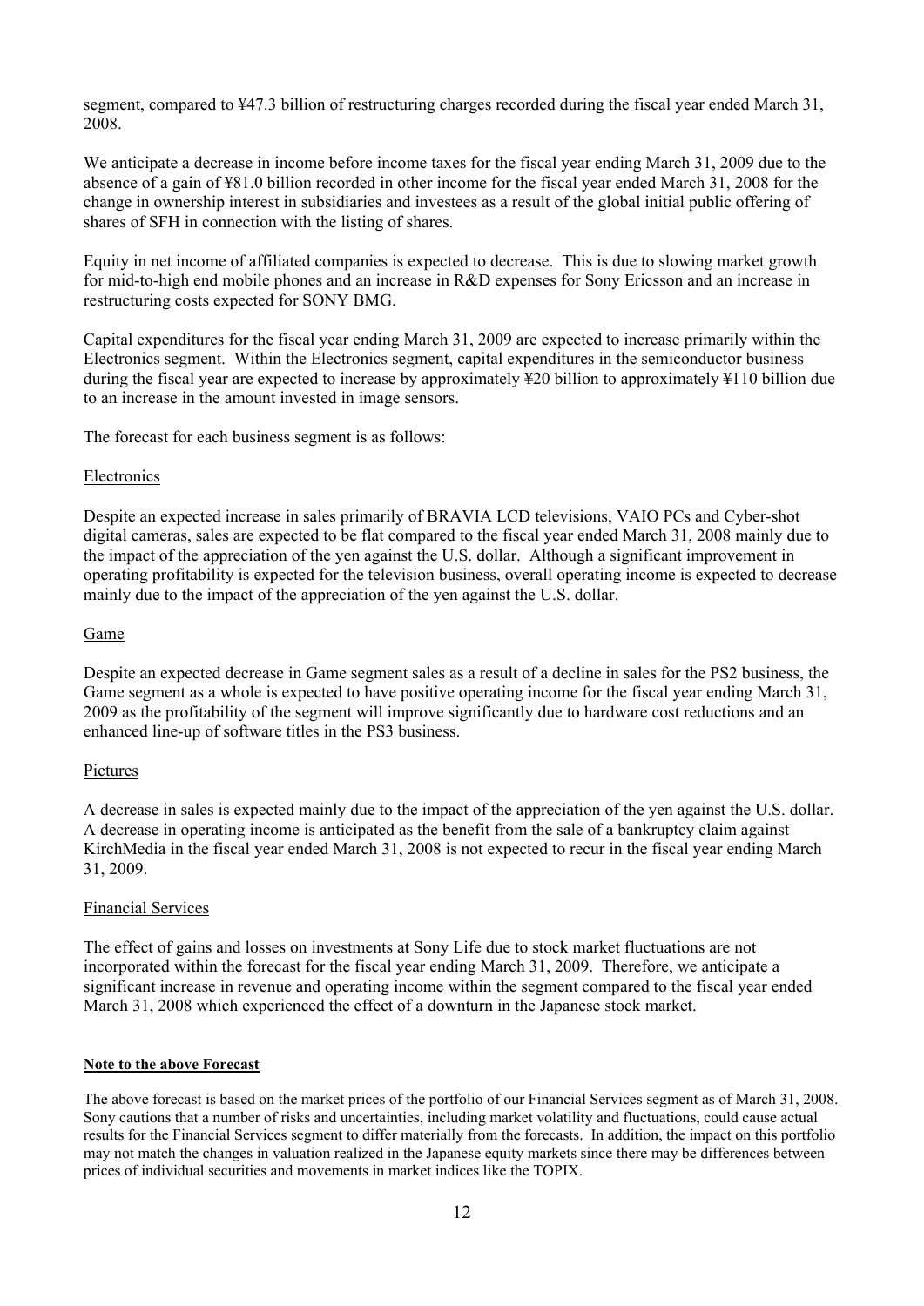segment, compared to ¥47.3 billion of restructuring charges recorded during the fiscal year ended March 31, 2008.

We anticipate a decrease in income before income taxes for the fiscal year ending March 31, 2009 due to the absence of a gain of ¥81.0 billion recorded in other income for the fiscal year ended March 31, 2008 for the change in ownership interest in subsidiaries and investees as a result of the global initial public offering of shares of SFH in connection with the listing of shares.

Equity in net income of affiliated companies is expected to decrease. This is due to slowing market growth for mid-to-high end mobile phones and an increase in R&D expenses for Sony Ericsson and an increase in restructuring costs expected for SONY BMG.

Capital expenditures for the fiscal year ending March 31, 2009 are expected to increase primarily within the Electronics segment. Within the Electronics segment, capital expenditures in the semiconductor business during the fiscal year are expected to increase by approximately ¥20 billion to approximately ¥110 billion due to an increase in the amount invested in image sensors.

The forecast for each business segment is as follows:

### Electronics

Despite an expected increase in sales primarily of BRAVIA LCD televisions, VAIO PCs and Cyber-shot digital cameras, sales are expected to be flat compared to the fiscal year ended March 31, 2008 mainly due to the impact of the appreciation of the yen against the U.S. dollar. Although a significant improvement in operating profitability is expected for the television business, overall operating income is expected to decrease mainly due to the impact of the appreciation of the yen against the U.S. dollar.

### Game

Despite an expected decrease in Game segment sales as a result of a decline in sales for the PS2 business, the Game segment as a whole is expected to have positive operating income for the fiscal year ending March 31, 2009 as the profitability of the segment will improve significantly due to hardware cost reductions and an enhanced line-up of software titles in the PS3 business.

### Pictures

A decrease in sales is expected mainly due to the impact of the appreciation of the yen against the U.S. dollar. A decrease in operating income is anticipated as the benefit from the sale of a bankruptcy claim against KirchMedia in the fiscal year ended March 31, 2008 is not expected to recur in the fiscal year ending March 31, 2009.

### Financial Services

The effect of gains and losses on investments at Sony Life due to stock market fluctuations are not incorporated within the forecast for the fiscal year ending March 31, 2009. Therefore, we anticipate a significant increase in revenue and operating income within the segment compared to the fiscal year ended March 31, 2008 which experienced the effect of a downturn in the Japanese stock market.

**Note to the above Forecast**

The above forecast is based on the market prices of the portfolio of our Financial Services segment as of March 31, 2008. Sony cautions that a number of risks and uncertainties, including market volatility and fluctuations, could cause actual results for the Financial Services segment to differ materially from the forecasts. In addition, the impact on this portfolio may not match the changes in valuation realized in the Japanese equity markets since there may be differences between prices of individual securities and movements in market indices like the TOPIX.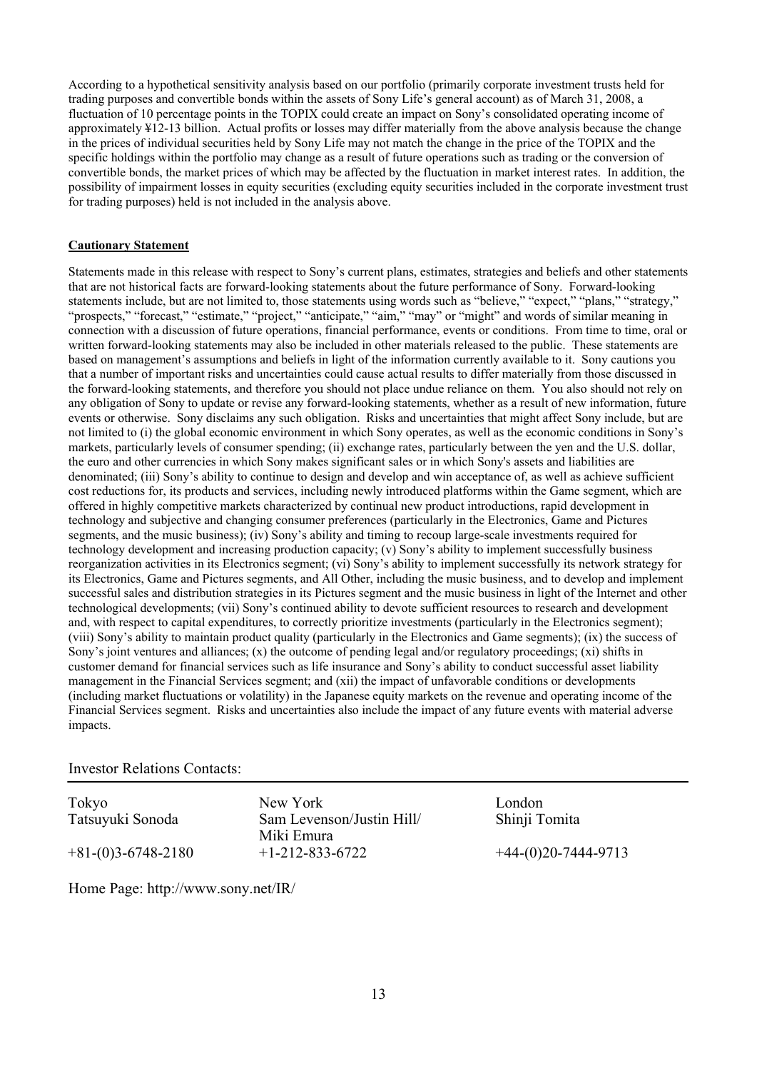According to a hypothetical sensitivity analysis based on our portfolio (primarily corporate investment trusts held for trading purposes and convertible bonds within the assets of Sony Life's general account) as of March 31, 2008, a fluctuation of 10 percentage points in the TOPIX could create an impact on Sony's consolidated operating income of approximately ¥12-13 billion. Actual profits or losses may differ materially from the above analysis because the change in the prices of individual securities held by Sony Life may not match the change in the price of the TOPIX and the specific holdings within the portfolio may change as a result of future operations such as trading or the conversion of convertible bonds, the market prices of which may be affected by the fluctuation in market interest rates. In addition, the possibility of impairment losses in equity securities (excluding equity securities included in the corporate investment trust for trading purposes) held is not included in the analysis above.

**Cautionary Statement**

Statements made in this release with respect to Sony's current plans, estimates, strategies and beliefs and other statements that are not historical facts are forward-looking statements about the future performance of Sony. Forward-looking statements include, but are not limited to, those statements using words such as "believe," "expect," "plans," "strategy," "prospects," "forecast," "estimate," "project," "anticipate," "aim," "may" or "might" and words of similar meaning in connection with a discussion of future operations, financial performance, events or conditions. From time to time, oral or written forward-looking statements may also be included in other materials released to the public. These statements are based on management's assumptions and beliefs in light of the information currently available to it. Sony cautions you that a number of important risks and uncertainties could cause actual results to differ materially from those discussed in the forward-looking statements, and therefore you should not place undue reliance on them. You also should not rely on any obligation of Sony to update or revise any forward-looking statements, whether as a result of new information, future events or otherwise. Sony disclaims any such obligation. Risks and uncertainties that might affect Sony include, but are not limited to (i) the global economic environment in which Sony operates, as well as the economic conditions in Sony's markets, particularly levels of consumer spending; (ii) exchange rates, particularly between the yen and the U.S. dollar, the euro and other currencies in which Sony makes significant sales or in which Sony's assets and liabilities are denominated; (iii) Sony's ability to continue to design and develop and win acceptance of, as well as achieve sufficient cost reductions for, its products and services, including newly introduced platforms within the Game segment, which are offered in highly competitive markets characterized by continual new product introductions, rapid development in technology and subjective and changing consumer preferences (particularly in the Electronics, Game and Pictures segments, and the music business); (iv) Sony's ability and timing to recoup large-scale investments required for technology development and increasing production capacity; (v) Sony's ability to implement successfully business reorganization activities in its Electronics segment; (vi) Sony's ability to implement successfully its network strategy for its Electronics, Game and Pictures segments, and All Other, including the music business, and to develop and implement successful sales and distribution strategies in its Pictures segment and the music business in light of the Internet and other technological developments; (vii) Sony's continued ability to devote sufficient resources to research and development and, with respect to capital expenditures, to correctly prioritize investments (particularly in the Electronics segment); (viii) Sony's ability to maintain product quality (particularly in the Electronics and Game segments); (ix) the success of Sony's joint ventures and alliances; (x) the outcome of pending legal and/or regulatory proceedings; (xi) shifts in customer demand for financial services such as life insurance and Sony's ability to conduct successful asset liability management in the Financial Services segment; and (xii) the impact of unfavorable conditions or developments (including market fluctuations or volatility) in the Japanese equity markets on the revenue and operating income of the Financial Services segment. Risks and uncertainties also include the impact of any future events with material adverse impacts.

Investor Relations Contacts:

| Tokyo | New York | London |
|---|---|---|
| Tatsuyuki Sonoda | Sam Levenson/Justin Hill/ Miki Emura | Shinji Tomita |
| +81-(0)3-6748-2180 | +1-212-833-6722 | +44-(0)20-7444-9713 |

Home Page: http://www.sony.net/IR/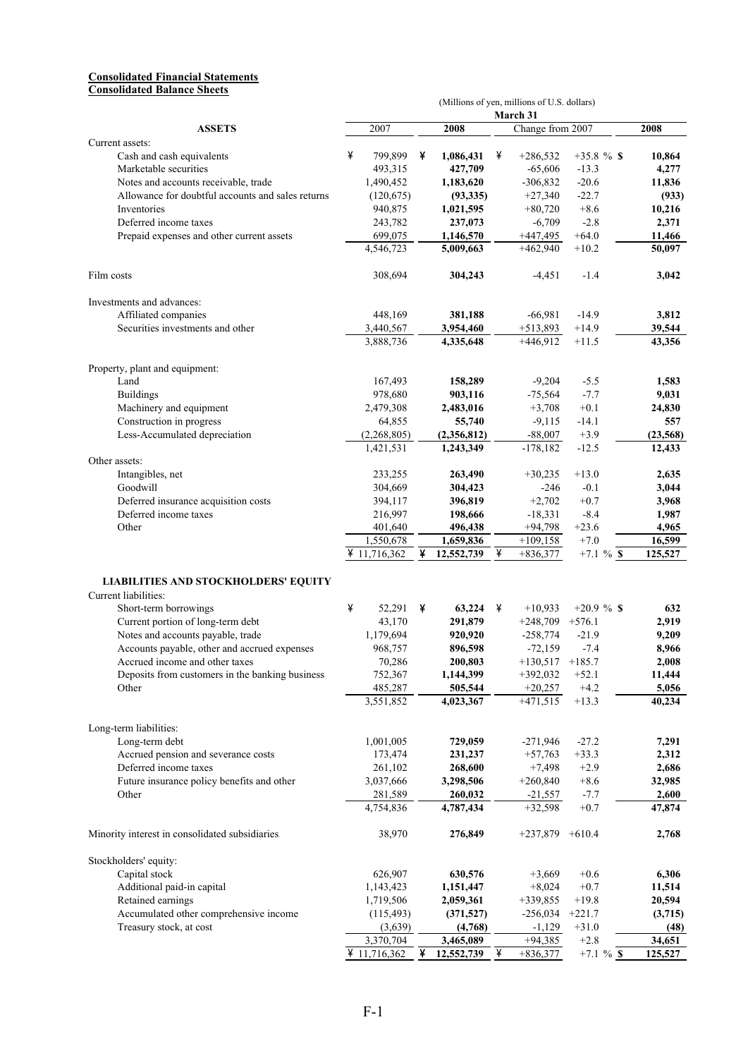**Consolidated Financial Statements**
**Consolidated Balance Sheets**

(Millions of yen, millions of U.S. dollars)

| ASSETS | 2007 | 2008 | Change from 2007 | | 2008 |
|---|---|---|---|---|---|
| | March 31 | | | | |
| Current assets: | | | | | |
| Cash and cash equivalents | ¥ 799,899 | ¥ **1,086,431** | ¥ +286,532 | +35.8 % | $ **10,864** |
| Marketable securities | 493,315 | **427,709** | -65,606 | -13.3 | **4,277** |
| Notes and accounts receivable, trade | 1,490,452 | **1,183,620** | -306,832 | -20.6 | **11,836** |
| Allowance for doubtful accounts and sales returns | (120,675) | **(93,335)** | +27,340 | -22.7 | **(933)** |
| Inventories | 940,875 | **1,021,595** | +80,720 | +8.6 | **10,216** |
| Deferred income taxes | 243,782 | **237,073** | -6,709 | -2.8 | **2,371** |
| Prepaid expenses and other current assets | 699,075 | **1,146,570** | +447,495 | +64.0 | **11,466** |
| | 4,546,723 | **5,009,663** | +462,940 | +10.2 | **50,097** |
| Film costs | 308,694 | **304,243** | -4,451 | -1.4 | **3,042** |
| Investments and advances: | | | | | |
| Affiliated companies | 448,169 | **381,188** | -66,981 | -14.9 | **3,812** |
| Securities investments and other | 3,440,567 | **3,954,460** | +513,893 | +14.9 | **39,544** |
| | 3,888,736 | **4,335,648** | +446,912 | +11.5 | **43,356** |
| Property, plant and equipment: | | | | | |
| Land | 167,493 | **158,289** | -9,204 | -5.5 | **1,583** |
| Buildings | 978,680 | **903,116** | -75,564 | -7.7 | **9,031** |
| Machinery and equipment | 2,479,308 | **2,483,016** | +3,708 | +0.1 | **24,830** |
| Construction in progress | 64,855 | **55,740** | -9,115 | -14.1 | **557** |
| Less-Accumulated depreciation | (2,268,805) | **(2,356,812)** | -88,007 | +3.9 | **(23,568)** |
| | 1,421,531 | **1,243,349** | -178,182 | -12.5 | **12,433** |
| Other assets: | | | | | |
| Intangibles, net | 233,255 | **263,490** | +30,235 | +13.0 | **2,635** |
| Goodwill | 304,669 | **304,423** | -246 | -0.1 | **3,044** |
| Deferred insurance acquisition costs | 394,117 | **396,819** | +2,702 | +0.7 | **3,968** |
| Deferred income taxes | 216,997 | **198,666** | -18,331 | -8.4 | **1,987** |
| Other | 401,640 | **496,438** | +94,798 | +23.6 | **4,965** |
| | 1,550,678 | **1,659,836** | +109,158 | +7.0 | **16,599** |
| | ¥ 11,716,362 | ¥ **12,552,739** | ¥ +836,377 | +7.1 % | $ **125,527** |

| LIABILITIES AND STOCKHOLDERS' EQUITY | 2007 | 2008 | Change from 2007 | | 2008 |
|---|---|---|---|---|---|
| Current liabilities: | | | | | |
| Short-term borrowings | ¥ 52,291 | ¥ **63,224** | ¥ +10,933 | +20.9 % | $ **632** |
| Current portion of long-term debt | 43,170 | **291,879** | +248,709 | +576.1 | **2,919** |
| Notes and accounts payable, trade | 1,179,694 | **920,920** | -258,774 | -21.9 | **9,209** |
| Accounts payable, other and accrued expenses | 968,757 | **896,598** | -72,159 | -7.4 | **8,966** |
| Accrued income and other taxes | 70,286 | **200,803** | +130,517 | +185.7 | **2,008** |
| Deposits from customers in the banking business | 752,367 | **1,144,399** | +392,032 | +52.1 | **11,444** |
| Other | 485,287 | **505,544** | +20,257 | +4.2 | **5,056** |
| | 3,551,852 | **4,023,367** | +471,515 | +13.3 | **40,234** |
| Long-term liabilities: | | | | | |
| Long-term debt | 1,001,005 | **729,059** | -271,946 | -27.2 | **7,291** |
| Accrued pension and severance costs | 173,474 | **231,237** | +57,763 | +33.3 | **2,312** |
| Deferred income taxes | 261,102 | **268,600** | +7,498 | +2.9 | **2,686** |
| Future insurance policy benefits and other | 3,037,666 | **3,298,506** | +260,840 | +8.6 | **32,985** |
| Other | 281,589 | **260,032** | -21,557 | -7.7 | **2,600** |
| | 4,754,836 | **4,787,434** | +32,598 | +0.7 | **47,874** |
| Minority interest in consolidated subsidiaries | 38,970 | **276,849** | +237,879 | +610.4 | **2,768** |
| Stockholders' equity: | | | | | |
| Capital stock | 626,907 | **630,576** | +3,669 | +0.6 | **6,306** |
| Additional paid-in capital | 1,143,423 | **1,151,447** | +8,024 | +0.7 | **11,514** |
| Retained earnings | 1,719,506 | **2,059,361** | +339,855 | +19.8 | **20,594** |
| Accumulated other comprehensive income | (115,493) | **(371,527)** | -256,034 | +221.7 | **(3,715)** |
| Treasury stock, at cost | (3,639) | **(4,768)** | -1,129 | +31.0 | **(48)** |
| | 3,370,704 | **3,465,089** | +94,385 | +2.8 | **34,651** |
| | ¥ 11,716,362 | ¥ **12,552,739** | ¥ +836,377 | +7.1 % | $ **125,527** |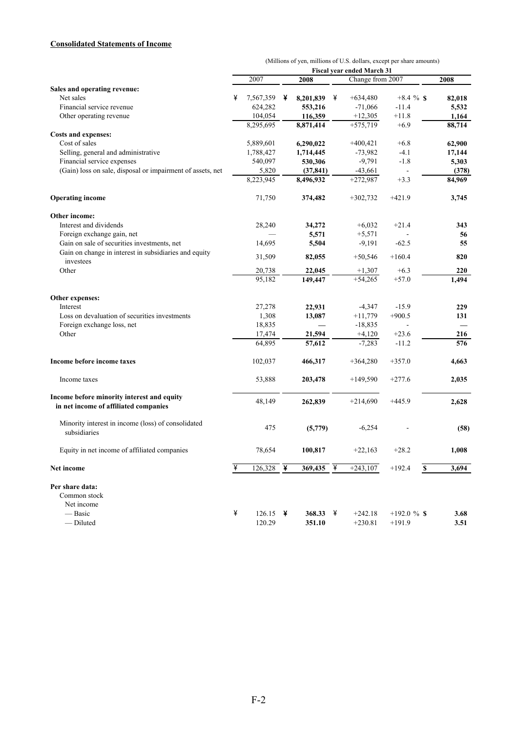**Consolidated Statements of Income**

(Millions of yen, millions of U.S. dollars, except per share amounts)

| | Fiscal year ended March 31 | | | | |
|---|---|---|---|---|---|
| | 2007 | 2008 | Change from 2007 | | 2008 |
| **Sales and operating revenue:** | | | | | |
| Net sales | ¥ 7,567,359 | ¥ **8,201,839** | ¥ +634,480 | +8.4 % | $ **82,018** |
| Financial service revenue | 624,282 | **553,216** | -71,066 | -11.4 | **5,532** |
| Other operating revenue | 104,054 | **116,359** | +12,305 | +11.8 | **1,164** |
| | 8,295,695 | **8,871,414** | +575,719 | +6.9 | **88,714** |
| **Costs and expenses:** | | | | | |
| Cost of sales | 5,889,601 | **6,290,022** | +400,421 | +6.8 | **62,900** |
| Selling, general and administrative | 1,788,427 | **1,714,445** | -73,982 | -4.1 | **17,144** |
| Financial service expenses | 540,097 | **530,306** | -9,791 | -1.8 | **5,303** |
| (Gain) loss on sale, disposal or impairment of assets, net | 5,820 | **(37,841)** | -43,661 | - | **(378)** |
| | 8,223,945 | **8,496,932** | +272,987 | +3.3 | **84,969** |
| **Operating income** | 71,750 | **374,482** | +302,732 | +421.9 | **3,745** |
| **Other income:** | | | | | |
| Interest and dividends | 28,240 | **34,272** | +6,032 | +21.4 | **343** |
| Foreign exchange gain, net | — | **5,571** | +5,571 | - | **56** |
| Gain on sale of securities investments, net | 14,695 | **5,504** | -9,191 | -62.5 | **55** |
| Gain on change in interest in subsidiaries and equity investees | 31,509 | **82,055** | +50,546 | +160.4 | **820** |
| Other | 20,738 | **22,045** | +1,307 | +6.3 | **220** |
| | 95,182 | **149,447** | +54,265 | +57.0 | **1,494** |
| **Other expenses:** | | | | | |
| Interest | 27,278 | **22,931** | -4,347 | -15.9 | **229** |
| Loss on devaluation of securities investments | 1,308 | **13,087** | +11,779 | +900.5 | **131** |
| Foreign exchange loss, net | 18,835 | **—** | -18,835 | - | **—** |
| Other | 17,474 | **21,594** | +4,120 | +23.6 | **216** |
| | 64,895 | **57,612** | -7,283 | -11.2 | **576** |
| **Income before income taxes** | 102,037 | **466,317** | +364,280 | +357.0 | **4,663** |
| Income taxes | 53,888 | **203,478** | +149,590 | +277.6 | **2,035** |
| **Income before minority interest and equity in net income of affiliated companies** | 48,149 | **262,839** | +214,690 | +445.9 | **2,628** |
| Minority interest in income (loss) of consolidated subsidiaries | 475 | **(5,779)** | -6,254 | - | **(58)** |
| Equity in net income of affiliated companies | 78,654 | **100,817** | +22,163 | +28.2 | **1,008** |
| **Net income** | ¥ 126,328 | ¥ **369,435** | ¥ +243,107 | +192.4 | $ **3,694** |
| **Per share data:** | | | | | |
| Common stock | | | | | |
| Net income | | | | | |
| — Basic | ¥ 126.15 | ¥ **368.33** | ¥ +242.18 | +192.0 % | $ **3.68** |
| — Diluted | 120.29 | **351.10** | +230.81 | +191.9 | **3.51** |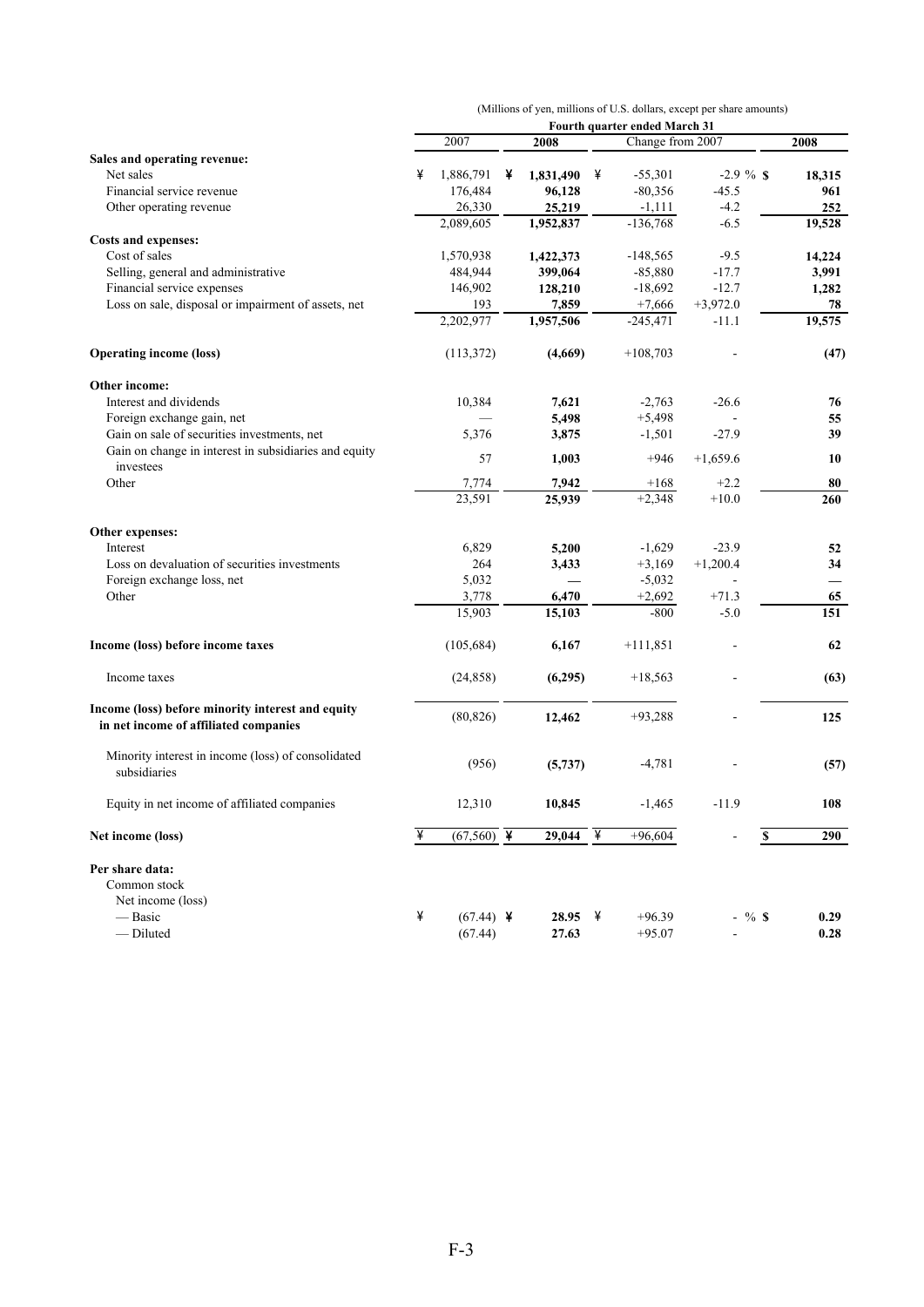(Millions of yen, millions of U.S. dollars, except per share amounts)

| | Fourth quarter ended March 31 | | | | |
|---|---|---|---|---|---|
| | 2007 | 2008 | Change from 2007 | | 2008 |
| **Sales and operating revenue:** | | | | | |
| Net sales | ¥ 1,886,791 | ¥ **1,831,490** | ¥ -55,301 | -2.9 % | $ **18,315** |
| Financial service revenue | 176,484 | **96,128** | -80,356 | -45.5 | **961** |
| Other operating revenue | 26,330 | **25,219** | -1,111 | -4.2 | **252** |
| | 2,089,605 | **1,952,837** | -136,768 | -6.5 | **19,528** |
| **Costs and expenses:** | | | | | |
| Cost of sales | 1,570,938 | **1,422,373** | -148,565 | -9.5 | **14,224** |
| Selling, general and administrative | 484,944 | **399,064** | -85,880 | -17.7 | **3,991** |
| Financial service expenses | 146,902 | **128,210** | -18,692 | -12.7 | **1,282** |
| Loss on sale, disposal or impairment of assets, net | 193 | **7,859** | +7,666 | +3,972.0 | **78** |
| | 2,202,977 | **1,957,506** | -245,471 | -11.1 | **19,575** |
| **Operating income (loss)** | (113,372) | **(4,669)** | +108,703 | - | **(47)** |
| **Other income:** | | | | | |
| Interest and dividends | 10,384 | **7,621** | -2,763 | -26.6 | **76** |
| Foreign exchange gain, net | — | **5,498** | +5,498 | - | **55** |
| Gain on sale of securities investments, net | 5,376 | **3,875** | -1,501 | -27.9 | **39** |
| Gain on change in interest in subsidiaries and equity investees | 57 | **1,003** | +946 | +1,659.6 | **10** |
| Other | 7,774 | **7,942** | +168 | +2.2 | **80** |
| | 23,591 | **25,939** | +2,348 | +10.0 | **260** |
| **Other expenses:** | | | | | |
| Interest | 6,829 | **5,200** | -1,629 | -23.9 | **52** |
| Loss on devaluation of securities investments | 264 | **3,433** | +3,169 | +1,200.4 | **34** |
| Foreign exchange loss, net | 5,032 | **—** | -5,032 | - | **—** |
| Other | 3,778 | **6,470** | +2,692 | +71.3 | **65** |
| | 15,903 | **15,103** | -800 | -5.0 | **151** |
| **Income (loss) before income taxes** | (105,684) | **6,167** | +111,851 | - | **62** |
| Income taxes | (24,858) | **(6,295)** | +18,563 | - | **(63)** |
| **Income (loss) before minority interest and equity in net income of affiliated companies** | (80,826) | **12,462** | +93,288 | - | **125** |
| Minority interest in income (loss) of consolidated subsidiaries | (956) | **(5,737)** | -4,781 | - | **(57)** |
| Equity in net income of affiliated companies | 12,310 | **10,845** | -1,465 | -11.9 | **108** |
| **Net income (loss)** | ¥ (67,560) | ¥ **29,044** | ¥ +96,604 | - | $ **290** |
| **Per share data:** | | | | | |
| Common stock | | | | | |
| Net income (loss) | | | | | |
| — Basic | ¥ (67.44) | ¥ **28.95** | ¥ +96.39 | - % | $ **0.29** |
| — Diluted | (67.44) | **27.63** | +95.07 | - | **0.28** |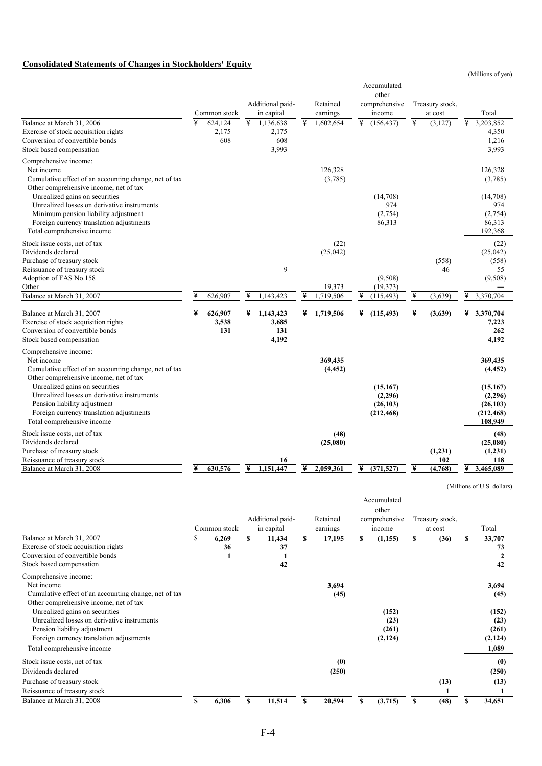## Consolidated Statements of Changes in Stockholders' Equity

(Millions of yen)

| | Common stock | Additional paid-in capital | Retained earnings | Accumulated other comprehensive income | Treasury stock, at cost | Total |
|---|---|---|---|---|---|---|
| Balance at March 31, 2006 | ¥ 624,124 | ¥ 1,136,638 | ¥ 1,602,654 | ¥ (156,437) | ¥ (3,127) | ¥ 3,203,852 |
| Exercise of stock acquisition rights | 2,175 | 2,175 | | | | 4,350 |
| Conversion of convertible bonds | 608 | 608 | | | | 1,216 |
| Stock based compensation | | 3,993 | | | | 3,993 |
| Comprehensive income: | | | | | | |
| Net income | | | 126,328 | | | 126,328 |
| Cumulative effect of an accounting change, net of tax | | | (3,785) | | | (3,785) |
| Other comprehensive income, net of tax | | | | | | |
| Unrealized gains on securities | | | | (14,708) | | (14,708) |
| Unrealized losses on derivative instruments | | | | 974 | | 974 |
| Minimum pension liability adjustment | | | | (2,754) | | (2,754) |
| Foreign currency translation adjustments | | | | 86,313 | | 86,313 |
| Total comprehensive income | | | | | | 192,368 |
| Stock issue costs, net of tax | | | (22) | | | (22) |
| Dividends declared | | | (25,042) | | | (25,042) |
| Purchase of treasury stock | | | | | (558) | (558) |
| Reissuance of treasury stock | | 9 | | | 46 | 55 |
| Adoption of FAS No.158 | | | | (9,508) | | (9,508) |
| Other | | | 19,373 | (19,373) | | — |
| Balance at March 31, 2007 | ¥ 626,907 | ¥ 1,143,423 | ¥ 1,719,506 | ¥ (115,493) | ¥ (3,639) | ¥ 3,370,704 |
| | | | | | | |
| **Balance at March 31, 2007** | **¥ 626,907** | **¥ 1,143,423** | **¥ 1,719,506** | **¥ (115,493)** | **¥ (3,639)** | **¥ 3,370,704** |
| Exercise of stock acquisition rights | **3,538** | **3,685** | | | | **7,223** |
| Conversion of convertible bonds | **131** | **131** | | | | **262** |
| Stock based compensation | | **4,192** | | | | **4,192** |
| Comprehensive income: | | | | | | |
| Net income | | | **369,435** | | | **369,435** |
| Cumulative effect of an accounting change, net of tax | | | **(4,452)** | | | **(4,452)** |
| Other comprehensive income, net of tax | | | | | | |
| Unrealized gains on securities | | | | **(15,167)** | | **(15,167)** |
| Unrealized losses on derivative instruments | | | | **(2,296)** | | **(2,296)** |
| Pension liability adjustment | | | | **(26,103)** | | **(26,103)** |
| Foreign currency translation adjustments | | | | **(212,468)** | | **(212,468)** |
| Total comprehensive income | | | | | | **108,949** |
| Stock issue costs, net of tax | | | **(48)** | | | **(48)** |
| Dividends declared | | | **(25,080)** | | | **(25,080)** |
| Purchase of treasury stock | | | | | **(1,231)** | **(1,231)** |
| Reissuance of treasury stock | | **16** | | | **102** | **118** |
| Balance at March 31, 2008 | **¥ 630,576** | **¥ 1,151,447** | **¥ 2,059,361** | **¥ (371,527)** | **¥ (4,768)** | **¥ 3,465,089** |

(Millions of U.S. dollars)

| | Common stock | Additional paid-in capital | Retained earnings | Accumulated other comprehensive income | Treasury stock, at cost | Total |
|---|---|---|---|---|---|---|
| Balance at March 31, 2007 | **$ 6,269** | **$ 11,434** | **$ 17,195** | **$ (1,155)** | **$ (36)** | **$ 33,707** |
| Exercise of stock acquisition rights | **36** | **37** | | | | **73** |
| Conversion of convertible bonds | **1** | **1** | | | | **2** |
| Stock based compensation | | **42** | | | | **42** |
| Comprehensive income: | | | | | | |
| Net income | | | **3,694** | | | **3,694** |
| Cumulative effect of an accounting change, net of tax | | | **(45)** | | | **(45)** |
| Other comprehensive income, net of tax | | | | | | |
| Unrealized gains on securities | | | | **(152)** | | **(152)** |
| Unrealized losses on derivative instruments | | | | **(23)** | | **(23)** |
| Pension liability adjustment | | | | **(261)** | | **(261)** |
| Foreign currency translation adjustments | | | | **(2,124)** | | **(2,124)** |
| Total comprehensive income | | | | | | **1,089** |
| Stock issue costs, net of tax | | | **(0)** | | | **(0)** |
| Dividends declared | | | **(250)** | | | **(250)** |
| Purchase of treasury stock | | | | | **(13)** | **(13)** |
| Reissuance of treasury stock | | | | | **1** | **1** |
| Balance at March 31, 2008 | **$ 6,306** | **$ 11,514** | **$ 20,594** | **$ (3,715)** | **$ (48)** | **$ 34,651** |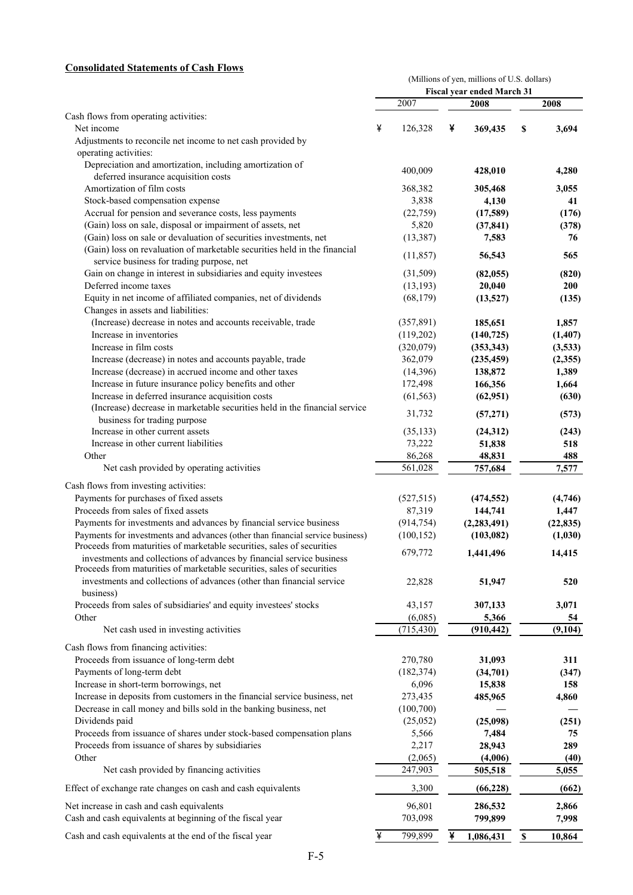**Consolidated Statements of Cash Flows**

| | (Millions of yen, millions of U.S. dollars) | | |
|---|---|---|---|
| | Fiscal year ended March 31 | | |
| | 2007 | 2008 | 2008 |
| Cash flows from operating activities: | | | |
| Net income | ¥ 126,328 | ¥ **369,435** | $ **3,694** |
| Adjustments to reconcile net income to net cash provided by operating activities: | | | |
| Depreciation and amortization, including amortization of deferred insurance acquisition costs | 400,009 | **428,010** | **4,280** |
| Amortization of film costs | 368,382 | **305,468** | **3,055** |
| Stock-based compensation expense | 3,838 | **4,130** | **41** |
| Accrual for pension and severance costs, less payments | (22,759) | **(17,589)** | **(176)** |
| (Gain) loss on sale, disposal or impairment of assets, net | 5,820 | **(37,841)** | **(378)** |
| (Gain) loss on sale or devaluation of securities investments, net | (13,387) | **7,583** | **76** |
| (Gain) loss on revaluation of marketable securities held in the financial service business for trading purpose, net | (11,857) | **56,543** | **565** |
| Gain on change in interest in subsidiaries and equity investees | (31,509) | **(82,055)** | **(820)** |
| Deferred income taxes | (13,193) | **20,040** | **200** |
| Equity in net income of affiliated companies, net of dividends | (68,179) | **(13,527)** | **(135)** |
| Changes in assets and liabilities: | | | |
| (Increase) decrease in notes and accounts receivable, trade | (357,891) | **185,651** | **1,857** |
| Increase in inventories | (119,202) | **(140,725)** | **(1,407)** |
| Increase in film costs | (320,079) | **(353,343)** | **(3,533)** |
| Increase (decrease) in notes and accounts payable, trade | 362,079 | **(235,459)** | **(2,355)** |
| Increase (decrease) in accrued income and other taxes | (14,396) | **138,872** | **1,389** |
| Increase in future insurance policy benefits and other | 172,498 | **166,356** | **1,664** |
| Increase in deferred insurance acquisition costs | (61,563) | **(62,951)** | **(630)** |
| (Increase) decrease in marketable securities held in the financial service business for trading purpose | 31,732 | **(57,271)** | **(573)** |
| Increase in other current assets | (35,133) | **(24,312)** | **(243)** |
| Increase in other current liabilities | 73,222 | **51,838** | **518** |
| Other | 86,268 | **48,831** | **488** |
| Net cash provided by operating activities | 561,028 | **757,684** | **7,577** |
| Cash flows from investing activities: | | | |
| Payments for purchases of fixed assets | (527,515) | **(474,552)** | **(4,746)** |
| Proceeds from sales of fixed assets | 87,319 | **144,741** | **1,447** |
| Payments for investments and advances by financial service business | (914,754) | **(2,283,491)** | **(22,835)** |
| Payments for investments and advances (other than financial service business) | (100,152) | **(103,082)** | **(1,030)** |
| Proceeds from maturities of marketable securities, sales of securities investments and collections of advances by financial service business | 679,772 | **1,441,496** | **14,415** |
| Proceeds from maturities of marketable securities, sales of securities investments and collections of advances (other than financial service business) | 22,828 | **51,947** | **520** |
| Proceeds from sales of subsidiaries' and equity investees' stocks | 43,157 | **307,133** | **3,071** |
| Other | (6,085) | **5,366** | **54** |
| Net cash used in investing activities | (715,430) | **(910,442)** | **(9,104)** |
| Cash flows from financing activities: | | | |
| Proceeds from issuance of long-term debt | 270,780 | **31,093** | **311** |
| Payments of long-term debt | (182,374) | **(34,701)** | **(347)** |
| Increase in short-term borrowings, net | 6,096 | **15,838** | **158** |
| Increase in deposits from customers in the financial service business, net | 273,435 | **485,965** | **4,860** |
| Decrease in call money and bills sold in the banking business, net | (100,700) | **—** | **—** |
| Dividends paid | (25,052) | **(25,098)** | **(251)** |
| Proceeds from issuance of shares under stock-based compensation plans | 5,566 | **7,484** | **75** |
| Proceeds from issuance of shares by subsidiaries | 2,217 | **28,943** | **289** |
| Other | (2,065) | **(4,006)** | **(40)** |
| Net cash provided by financing activities | 247,903 | **505,518** | **5,055** |
| Effect of exchange rate changes on cash and cash equivalents | 3,300 | **(66,228)** | **(662)** |
| Net increase in cash and cash equivalents | 96,801 | **286,532** | **2,866** |
| Cash and cash equivalents at beginning of the fiscal year | 703,098 | **799,899** | **7,998** |
| Cash and cash equivalents at the end of the fiscal year | ¥ 799,899 | ¥ **1,086,431** | $ **10,864** |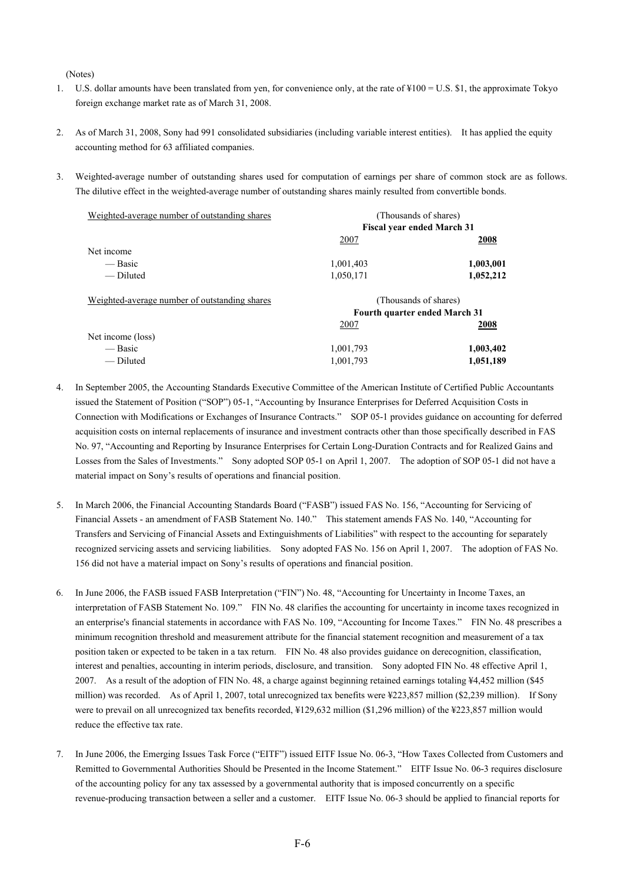(Notes)

1. U.S. dollar amounts have been translated from yen, for convenience only, at the rate of ¥100 = U.S. $1, the approximate Tokyo foreign exchange market rate as of March 31, 2008.

2. As of March 31, 2008, Sony had 991 consolidated subsidiaries (including variable interest entities). It has applied the equity accounting method for 63 affiliated companies.

3. Weighted-average number of outstanding shares used for computation of earnings per share of common stock are as follows. The dilutive effect in the weighted-average number of outstanding shares mainly resulted from convertible bonds.

| Weighted-average number of outstanding shares | (Thousands of shares) Fiscal year ended March 31 | |
|---|---|---|
| | 2007 | **2008** |
| Net income | | |
| — Basic | 1,001,403 | **1,003,001** |
| — Diluted | 1,050,171 | **1,052,212** |

| Weighted-average number of outstanding shares | (Thousands of shares) Fourth quarter ended March 31 | |
|---|---|---|
| | 2007 | **2008** |
| Net income (loss) | | |
| — Basic | 1,001,793 | **1,003,402** |
| — Diluted | 1,001,793 | **1,051,189** |

4. In September 2005, the Accounting Standards Executive Committee of the American Institute of Certified Public Accountants issued the Statement of Position ("SOP") 05-1, "Accounting by Insurance Enterprises for Deferred Acquisition Costs in Connection with Modifications or Exchanges of Insurance Contracts." SOP 05-1 provides guidance on accounting for deferred acquisition costs on internal replacements of insurance and investment contracts other than those specifically described in FAS No. 97, "Accounting and Reporting by Insurance Enterprises for Certain Long-Duration Contracts and for Realized Gains and Losses from the Sales of Investments." Sony adopted SOP 05-1 on April 1, 2007. The adoption of SOP 05-1 did not have a material impact on Sony's results of operations and financial position.

5. In March 2006, the Financial Accounting Standards Board ("FASB") issued FAS No. 156, "Accounting for Servicing of Financial Assets - an amendment of FASB Statement No. 140." This statement amends FAS No. 140, "Accounting for Transfers and Servicing of Financial Assets and Extinguishments of Liabilities" with respect to the accounting for separately recognized servicing assets and servicing liabilities. Sony adopted FAS No. 156 on April 1, 2007. The adoption of FAS No. 156 did not have a material impact on Sony's results of operations and financial position.

6. In June 2006, the FASB issued FASB Interpretation ("FIN") No. 48, "Accounting for Uncertainty in Income Taxes, an interpretation of FASB Statement No. 109." FIN No. 48 clarifies the accounting for uncertainty in income taxes recognized in an enterprise's financial statements in accordance with FAS No. 109, "Accounting for Income Taxes." FIN No. 48 prescribes a minimum recognition threshold and measurement attribute for the financial statement recognition and measurement of a tax position taken or expected to be taken in a tax return. FIN No. 48 also provides guidance on derecognition, classification, interest and penalties, accounting in interim periods, disclosure, and transition. Sony adopted FIN No. 48 effective April 1, 2007. As a result of the adoption of FIN No. 48, a charge against beginning retained earnings totaling ¥4,452 million ($45 million) was recorded. As of April 1, 2007, total unrecognized tax benefits were ¥223,857 million ($2,239 million). If Sony were to prevail on all unrecognized tax benefits recorded, ¥129,632 million ($1,296 million) of the ¥223,857 million would reduce the effective tax rate.

7. In June 2006, the Emerging Issues Task Force ("EITF") issued EITF Issue No. 06-3, "How Taxes Collected from Customers and Remitted to Governmental Authorities Should be Presented in the Income Statement." EITF Issue No. 06-3 requires disclosure of the accounting policy for any tax assessed by a governmental authority that is imposed concurrently on a specific revenue-producing transaction between a seller and a customer. EITF Issue No. 06-3 should be applied to financial reports for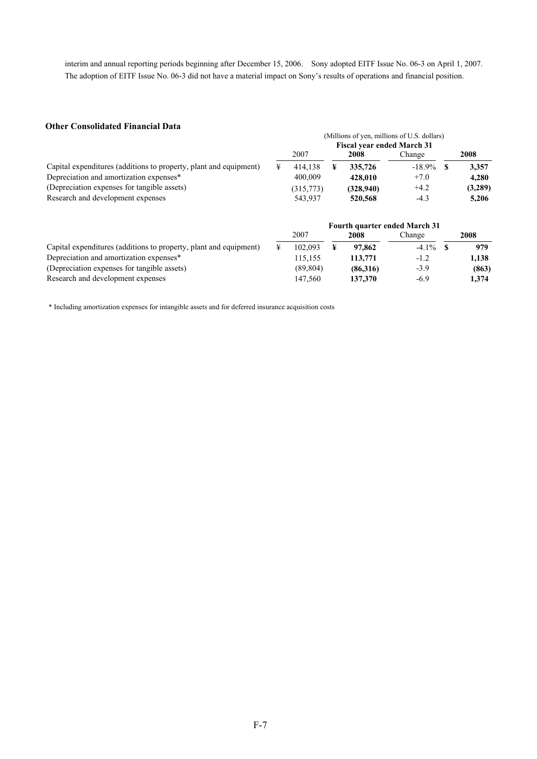interim and annual reporting periods beginning after December 15, 2006. Sony adopted EITF Issue No. 06-3 on April 1, 2007. The adoption of EITF Issue No. 06-3 did not have a material impact on Sony's results of operations and financial position.

### Other Consolidated Financial Data

(Millions of yen, millions of U.S. dollars)

| | Fiscal year ended March 31 | | | |
|---|---|---|---|---|
| | 2007 | **2008** | Change | **2008** |
| Capital expenditures (additions to property, plant and equipment) | ¥ 414,138 | **¥ 335,726** | -18.9% | **$ 3,357** |
| Depreciation and amortization expenses* | 400,009 | **428,010** | +7.0 | **4,280** |
| (Depreciation expenses for tangible assets) | (315,773) | **(328,940)** | +4.2 | **(3,289)** |
| Research and development expenses | 543,937 | **520,568** | -4.3 | **5,206** |

| | Fourth quarter ended March 31 | | | |
|---|---|---|---|---|
| | 2007 | **2008** | Change | **2008** |
| Capital expenditures (additions to property, plant and equipment) | ¥ 102,093 | **¥ 97,862** | -4.1% | **$ 979** |
| Depreciation and amortization expenses* | 115,155 | **113,771** | -1.2 | **1,138** |
| (Depreciation expenses for tangible assets) | (89,804) | **(86,316)** | -3.9 | **(863)** |
| Research and development expenses | 147,560 | **137,370** | -6.9 | **1,374** |

* Including amortization expenses for intangible assets and for deferred insurance acquisition costs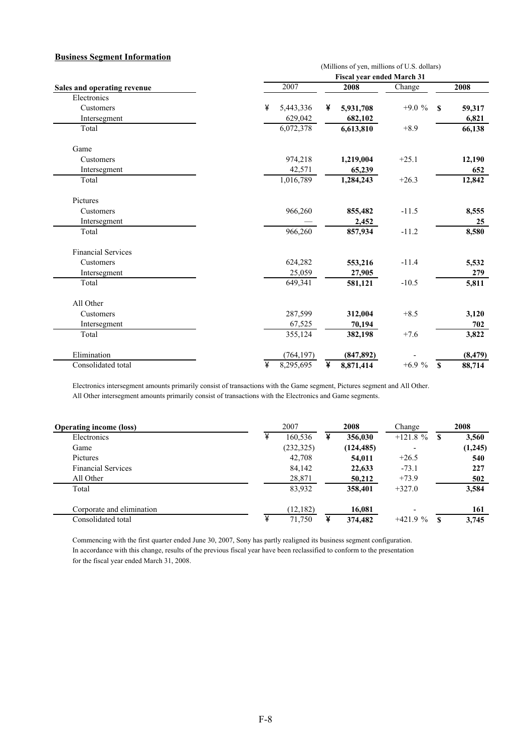## Business Segment Information

| Sales and operating revenue | 2007 | 2008 | Change | 2008 |
|---|---|---|---|---|
| | (Millions of yen, millions of U.S. dollars) | | | |
| | Fiscal year ended March 31 | | | |
| Electronics | | | | |
| Customers | ¥ 5,443,336 | ¥ **5,931,708** | +9.0 % | $ **59,317** |
| Intersegment | 629,042 | **682,102** | | **6,821** |
| Total | 6,072,378 | **6,613,810** | +8.9 | **66,138** |
| Game | | | | |
| Customers | 974,218 | **1,219,004** | +25.1 | **12,190** |
| Intersegment | 42,571 | **65,239** | | **652** |
| Total | 1,016,789 | **1,284,243** | +26.3 | **12,842** |
| Pictures | | | | |
| Customers | 966,260 | **855,482** | -11.5 | **8,555** |
| Intersegment | — | **2,452** | | **25** |
| Total | 966,260 | **857,934** | -11.2 | **8,580** |
| Financial Services | | | | |
| Customers | 624,282 | **553,216** | -11.4 | **5,532** |
| Intersegment | 25,059 | **27,905** | | **279** |
| Total | 649,341 | **581,121** | -10.5 | **5,811** |
| All Other | | | | |
| Customers | 287,599 | **312,004** | +8.5 | **3,120** |
| Intersegment | 67,525 | **70,194** | | **702** |
| Total | 355,124 | **382,198** | +7.6 | **3,822** |
| Elimination | (764,197) | **(847,892)** | - | **(8,479)** |
| Consolidated total | ¥ 8,295,695 | ¥ **8,871,414** | +6.9 % | $ **88,714** |

Electronics intersegment amounts primarily consist of transactions with the Game segment, Pictures segment and All Other.
All Other intersegment amounts primarily consist of transactions with the Electronics and Game segments.

| Operating income (loss) | 2007 | 2008 | Change | 2008 |
|---|---|---|---|---|
| Electronics | ¥ 160,536 | ¥ **356,030** | +121.8 % | $ **3,560** |
| Game | (232,325) | **(124,485)** | - | **(1,245)** |
| Pictures | 42,708 | **54,011** | +26.5 | **540** |
| Financial Services | 84,142 | **22,633** | -73.1 | **227** |
| All Other | 28,871 | **50,212** | +73.9 | **502** |
| Total | 83,932 | **358,401** | +327.0 | **3,584** |
| Corporate and elimination | (12,182) | **16,081** | - | **161** |
| Consolidated total | ¥ 71,750 | ¥ **374,482** | +421.9 % | $ **3,745** |

Commencing with the first quarter ended June 30, 2007, Sony has partly realigned its business segment configuration. In accordance with this change, results of the previous fiscal year have been reclassified to conform to the presentation for the fiscal year ended March 31, 2008.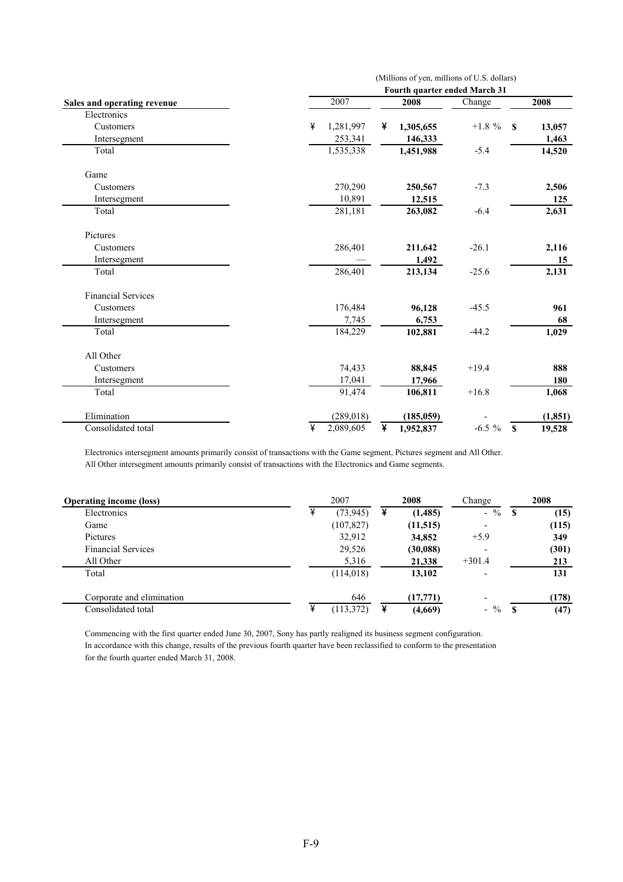(Millions of yen, millions of U.S. dollars)

| Sales and operating revenue | Fourth quarter ended March 31 | | | |
|---|---|---|---|---|
| | 2007 | 2008 | Change | 2008 |
| Electronics | | | | |
| Customers | ¥ 1,281,997 | ¥ 1,305,655 | +1.8 % | $ 13,057 |
| Intersegment | 253,341 | 146,333 | | 1,463 |
| Total | 1,535,338 | 1,451,988 | -5.4 | 14,520 |
| Game | | | | |
| Customers | 270,290 | 250,567 | -7.3 | 2,506 |
| Intersegment | 10,891 | 12,515 | | 125 |
| Total | 281,181 | 263,082 | -6.4 | 2,631 |
| Pictures | | | | |
| Customers | 286,401 | 211,642 | -26.1 | 2,116 |
| Intersegment | — | 1,492 | | 15 |
| Total | 286,401 | 213,134 | -25.6 | 2,131 |
| Financial Services | | | | |
| Customers | 176,484 | 96,128 | -45.5 | 961 |
| Intersegment | 7,745 | 6,753 | | 68 |
| Total | 184,229 | 102,881 | -44.2 | 1,029 |
| All Other | | | | |
| Customers | 74,433 | 88,845 | +19.4 | 888 |
| Intersegment | 17,041 | 17,966 | | 180 |
| Total | 91,474 | 106,811 | +16.8 | 1,068 |
| Elimination | (289,018) | (185,059) | - | (1,851) |
| Consolidated total | ¥ 2,089,605 | ¥ 1,952,837 | -6.5 % | $ 19,528 |

Electronics intersegment amounts primarily consist of transactions with the Game segment, Pictures segment and All Other.
All Other intersegment amounts primarily consist of transactions with the Electronics and Game segments.

| Operating income (loss) | 2007 | 2008 | Change | 2008 |
|---|---|---|---|---|
| Electronics | ¥ (73,945) | ¥ (1,485) | - % | $ (15) |
| Game | (107,827) | (11,515) | - | (115) |
| Pictures | 32,912 | 34,852 | +5.9 | 349 |
| Financial Services | 29,526 | (30,088) | - | (301) |
| All Other | 5,316 | 21,338 | +301.4 | 213 |
| Total | (114,018) | 13,102 | - | 131 |
| Corporate and elimination | 646 | (17,771) | - | (178) |
| Consolidated total | ¥ (113,372) | ¥ (4,669) | - % | $ (47) |

Commencing with the first quarter ended June 30, 2007, Sony has partly realigned its business segment configuration. In accordance with this change, results of the previous fourth quarter have been reclassified to conform to the presentation for the fourth quarter ended March 31, 2008.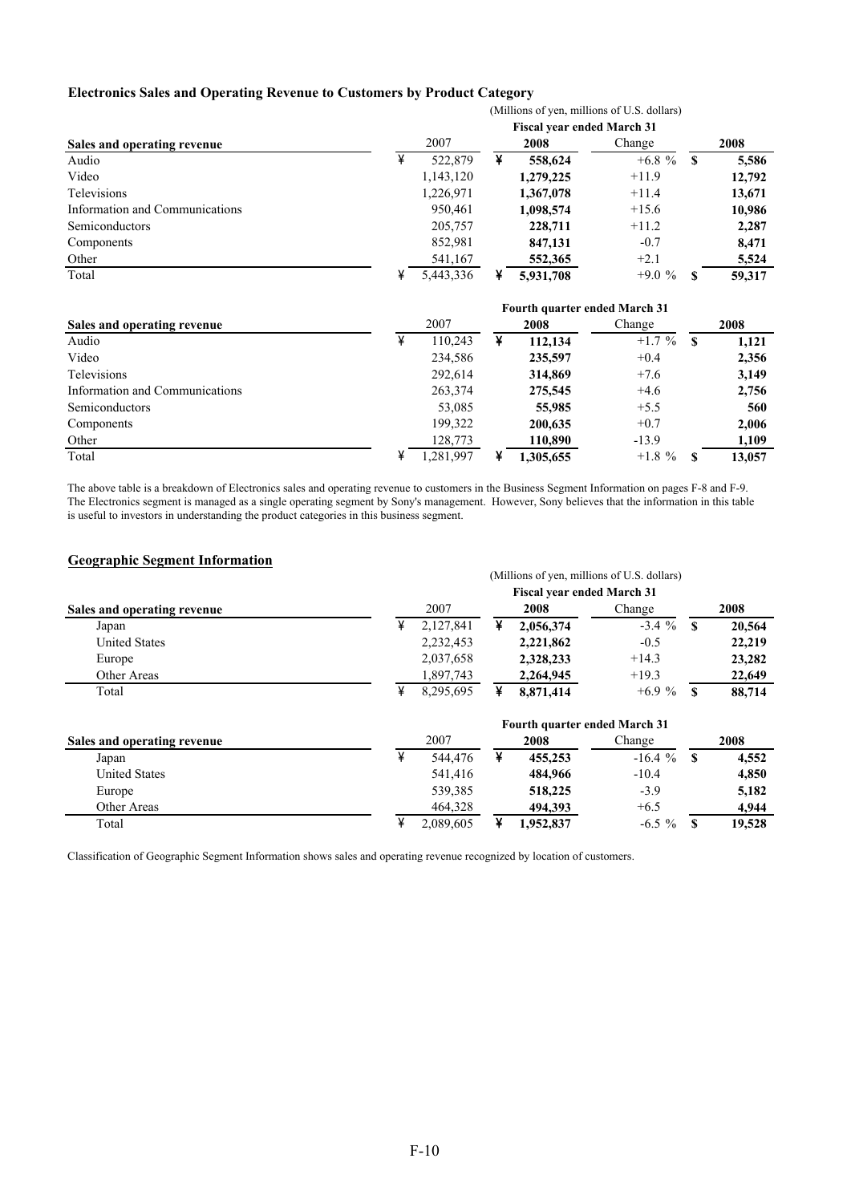### Electronics Sales and Operating Revenue to Customers by Product Category

(Millions of yen, millions of U.S. dollars)

| Sales and operating revenue | Fiscal year ended March 31 | | | |
|---|---|---|---|---|
| | 2007 | **2008** | Change | **2008** |
| Audio | ¥ 522,879 | ¥ **558,624** | +6.8 % | $ **5,586** |
| Video | 1,143,120 | **1,279,225** | +11.9 | **12,792** |
| Televisions | 1,226,971 | **1,367,078** | +11.4 | **13,671** |
| Information and Communications | 950,461 | **1,098,574** | +15.6 | **10,986** |
| Semiconductors | 205,757 | **228,711** | +11.2 | **2,287** |
| Components | 852,981 | **847,131** | -0.7 | **8,471** |
| Other | 541,167 | **552,365** | +2.1 | **5,524** |
| Total | ¥ 5,443,336 | ¥ **5,931,708** | +9.0 % | $ **59,317** |

| Sales and operating revenue | Fourth quarter ended March 31 | | | |
|---|---|---|---|---|
| | 2007 | **2008** | Change | **2008** |
| Audio | ¥ 110,243 | ¥ **112,134** | +1.7 % | $ **1,121** |
| Video | 234,586 | **235,597** | +0.4 | **2,356** |
| Televisions | 292,614 | **314,869** | +7.6 | **3,149** |
| Information and Communications | 263,374 | **275,545** | +4.6 | **2,756** |
| Semiconductors | 53,085 | **55,985** | +5.5 | **560** |
| Components | 199,322 | **200,635** | +0.7 | **2,006** |
| Other | 128,773 | **110,890** | -13.9 | **1,109** |
| Total | ¥ 1,281,997 | ¥ **1,305,655** | +1.8 % | $ **13,057** |

The above table is a breakdown of Electronics sales and operating revenue to customers in the Business Segment Information on pages F-8 and F-9. The Electronics segment is managed as a single operating segment by Sony's management. However, Sony believes that the information in this table is useful to investors in understanding the product categories in this business segment.

### Geographic Segment Information

(Millions of yen, millions of U.S. dollars)

| Sales and operating revenue | Fiscal year ended March 31 | | | |
|---|---|---|---|---|
| | 2007 | **2008** | Change | **2008** |
| Japan | ¥ 2,127,841 | ¥ **2,056,374** | -3.4 % | $ **20,564** |
| United States | 2,232,453 | **2,221,862** | -0.5 | **22,219** |
| Europe | 2,037,658 | **2,328,233** | +14.3 | **23,282** |
| Other Areas | 1,897,743 | **2,264,945** | +19.3 | **22,649** |
| Total | ¥ 8,295,695 | ¥ **8,871,414** | +6.9 % | $ **88,714** |

| Sales and operating revenue | Fourth quarter ended March 31 | | | |
|---|---|---|---|---|
| | 2007 | **2008** | Change | **2008** |
| Japan | ¥ 544,476 | ¥ **455,253** | -16.4 % | $ **4,552** |
| United States | 541,416 | **484,966** | -10.4 | **4,850** |
| Europe | 539,385 | **518,225** | -3.9 | **5,182** |
| Other Areas | 464,328 | **494,393** | +6.5 | **4,944** |
| Total | ¥ 2,089,605 | ¥ **1,952,837** | -6.5 % | $ **19,528** |

Classification of Geographic Segment Information shows sales and operating revenue recognized by location of customers.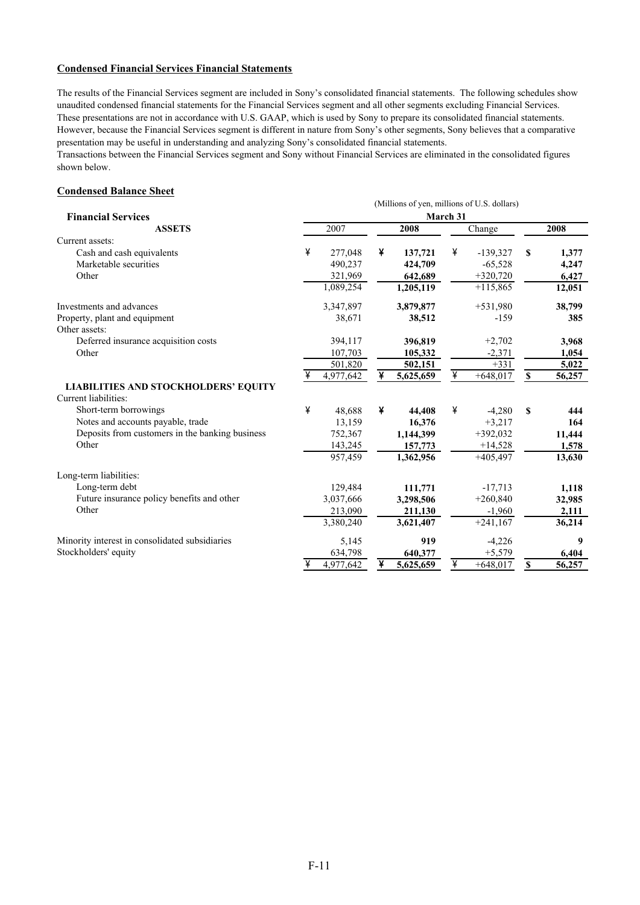## Condensed Financial Services Financial Statements

The results of the Financial Services segment are included in Sony's consolidated financial statements. The following schedules show unaudited condensed financial statements for the Financial Services segment and all other segments excluding Financial Services. These presentations are not in accordance with U.S. GAAP, which is used by Sony to prepare its consolidated financial statements. However, because the Financial Services segment is different in nature from Sony's other segments, Sony believes that a comparative presentation may be useful in understanding and analyzing Sony's consolidated financial statements.
Transactions between the Financial Services segment and Sony without Financial Services are eliminated in the consolidated figures shown below.

### Condensed Balance Sheet

(Millions of yen, millions of U.S. dollars)

| Financial Services | March 31 | | | |
|---|---|---|---|---|
| **ASSETS** | 2007 | **2008** | Change | **2008** |
| Current assets: | | | | |
| Cash and cash equivalents | ¥ 277,048 | ¥ **137,721** | ¥ -139,327 | $ **1,377** |
| Marketable securities | 490,237 | **424,709** | -65,528 | **4,247** |
| Other | 321,969 | **642,689** | +320,720 | **6,427** |
| | 1,089,254 | **1,205,119** | +115,865 | **12,051** |
| Investments and advances | 3,347,897 | **3,879,877** | +531,980 | **38,799** |
| Property, plant and equipment | 38,671 | **38,512** | -159 | **385** |
| Other assets: | | | | |
| Deferred insurance acquisition costs | 394,117 | **396,819** | +2,702 | **3,968** |
| Other | 107,703 | **105,332** | -2,371 | **1,054** |
| | 501,820 | **502,151** | +331 | **5,022** |
| | ¥ 4,977,642 | ¥ **5,625,659** | ¥ +648,017 | $ **56,257** |
| **LIABILITIES AND STOCKHOLDERS' EQUITY** | | | | |
| Current liabilities: | | | | |
| Short-term borrowings | ¥ 48,688 | ¥ **44,408** | ¥ -4,280 | $ **444** |
| Notes and accounts payable, trade | 13,159 | **16,376** | +3,217 | **164** |
| Deposits from customers in the banking business | 752,367 | **1,144,399** | +392,032 | **11,444** |
| Other | 143,245 | **157,773** | +14,528 | **1,578** |
| | 957,459 | **1,362,956** | +405,497 | **13,630** |
| Long-term liabilities: | | | | |
| Long-term debt | 129,484 | **111,771** | -17,713 | **1,118** |
| Future insurance policy benefits and other | 3,037,666 | **3,298,506** | +260,840 | **32,985** |
| Other | 213,090 | **211,130** | -1,960 | **2,111** |
| | 3,380,240 | **3,621,407** | +241,167 | **36,214** |
| Minority interest in consolidated subsidiaries | 5,145 | **919** | -4,226 | **9** |
| Stockholders' equity | 634,798 | **640,377** | +5,579 | **6,404** |
| | ¥ 4,977,642 | ¥ **5,625,659** | ¥ +648,017 | $ **56,257** |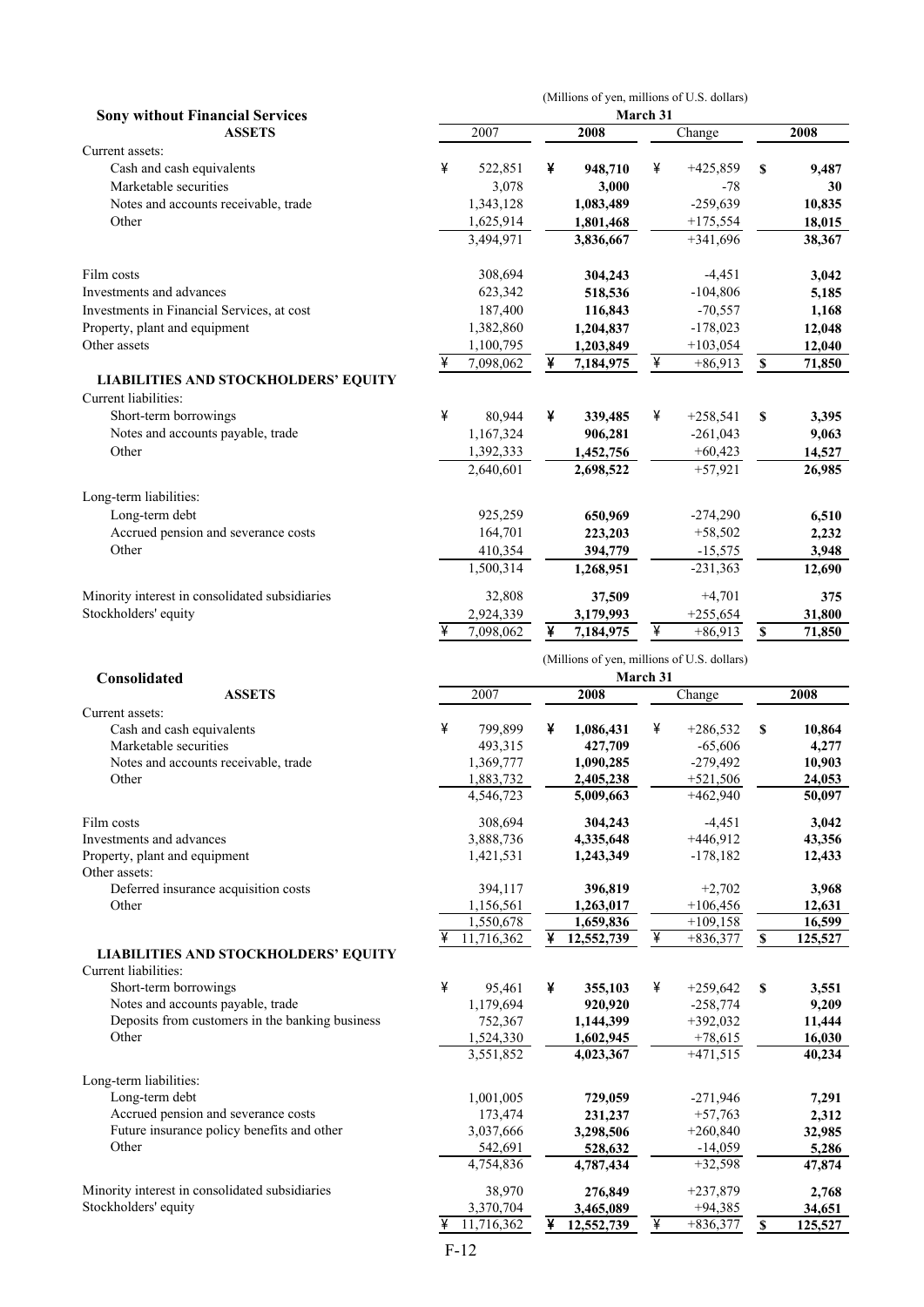(Millions of yen, millions of U.S. dollars)

**Sony without Financial Services**

| ASSETS | March 31 2007 | 2008 | Change | 2008 |
|---|---|---|---|---|
| Current assets: | | | | |
| Cash and cash equivalents | ¥ 522,851 | ¥ **948,710** | ¥ +425,859 | $ **9,487** |
| Marketable securities | 3,078 | **3,000** | -78 | **30** |
| Notes and accounts receivable, trade | 1,343,128 | **1,083,489** | -259,639 | **10,835** |
| Other | 1,625,914 | **1,801,468** | +175,554 | **18,015** |
| | 3,494,971 | **3,836,667** | +341,696 | **38,367** |
| Film costs | 308,694 | **304,243** | -4,451 | **3,042** |
| Investments and advances | 623,342 | **518,536** | -104,806 | **5,185** |
| Investments in Financial Services, at cost | 187,400 | **116,843** | -70,557 | **1,168** |
| Property, plant and equipment | 1,382,860 | **1,204,837** | -178,023 | **12,048** |
| Other assets | 1,100,795 | **1,203,849** | +103,054 | **12,040** |
| | ¥ 7,098,062 | ¥ **7,184,975** | ¥ +86,913 | $ **71,850** |
| **LIABILITIES AND STOCKHOLDERS' EQUITY** | | | | |
| Current liabilities: | | | | |
| Short-term borrowings | ¥ 80,944 | ¥ **339,485** | ¥ +258,541 | $ **3,395** |
| Notes and accounts payable, trade | 1,167,324 | **906,281** | -261,043 | **9,063** |
| Other | 1,392,333 | **1,452,756** | +60,423 | **14,527** |
| | 2,640,601 | **2,698,522** | +57,921 | **26,985** |
| Long-term liabilities: | | | | |
| Long-term debt | 925,259 | **650,969** | -274,290 | **6,510** |
| Accrued pension and severance costs | 164,701 | **223,203** | +58,502 | **2,232** |
| Other | 410,354 | **394,779** | -15,575 | **3,948** |
| | 1,500,314 | **1,268,951** | -231,363 | **12,690** |
| Minority interest in consolidated subsidiaries | 32,808 | **37,509** | +4,701 | **375** |
| Stockholders' equity | 2,924,339 | **3,179,993** | +255,654 | **31,800** |
| | ¥ 7,098,062 | ¥ **7,184,975** | ¥ +86,913 | $ **71,850** |

(Millions of yen, millions of U.S. dollars)

**Consolidated**

| ASSETS | March 31 2007 | 2008 | Change | 2008 |
|---|---|---|---|---|
| Current assets: | | | | |
| Cash and cash equivalents | ¥ 799,899 | ¥ **1,086,431** | ¥ +286,532 | $ **10,864** |
| Marketable securities | 493,315 | **427,709** | -65,606 | **4,277** |
| Notes and accounts receivable, trade | 1,369,777 | **1,090,285** | -279,492 | **10,903** |
| Other | 1,883,732 | **2,405,238** | +521,506 | **24,053** |
| | 4,546,723 | **5,009,663** | +462,940 | **50,097** |
| Film costs | 308,694 | **304,243** | -4,451 | **3,042** |
| Investments and advances | 3,888,736 | **4,335,648** | +446,912 | **43,356** |
| Property, plant and equipment | 1,421,531 | **1,243,349** | -178,182 | **12,433** |
| Other assets: | | | | |
| Deferred insurance acquisition costs | 394,117 | **396,819** | +2,702 | **3,968** |
| Other | 1,156,561 | **1,263,017** | +106,456 | **12,631** |
| | 1,550,678 | **1,659,836** | +109,158 | **16,599** |
| | ¥ 11,716,362 | ¥ **12,552,739** | ¥ +836,377 | $ **125,527** |
| **LIABILITIES AND STOCKHOLDERS' EQUITY** | | | | |
| Current liabilities: | | | | |
| Short-term borrowings | ¥ 95,461 | ¥ **355,103** | ¥ +259,642 | $ **3,551** |
| Notes and accounts payable, trade | 1,179,694 | **920,920** | -258,774 | **9,209** |
| Deposits from customers in the banking business | 752,367 | **1,144,399** | +392,032 | **11,444** |
| Other | 1,524,330 | **1,602,945** | +78,615 | **16,030** |
| | 3,551,852 | **4,023,367** | +471,515 | **40,234** |
| Long-term liabilities: | | | | |
| Long-term debt | 1,001,005 | **729,059** | -271,946 | **7,291** |
| Accrued pension and severance costs | 173,474 | **231,237** | +57,763 | **2,312** |
| Future insurance policy benefits and other | 3,037,666 | **3,298,506** | +260,840 | **32,985** |
| Other | 542,691 | **528,632** | -14,059 | **5,286** |
| | 4,754,836 | **4,787,434** | +32,598 | **47,874** |
| Minority interest in consolidated subsidiaries | 38,970 | **276,849** | +237,879 | **2,768** |
| Stockholders' equity | 3,370,704 | **3,465,089** | +94,385 | **34,651** |
| | ¥ 11,716,362 | ¥ **12,552,739** | ¥ +836,377 | $ **125,527** |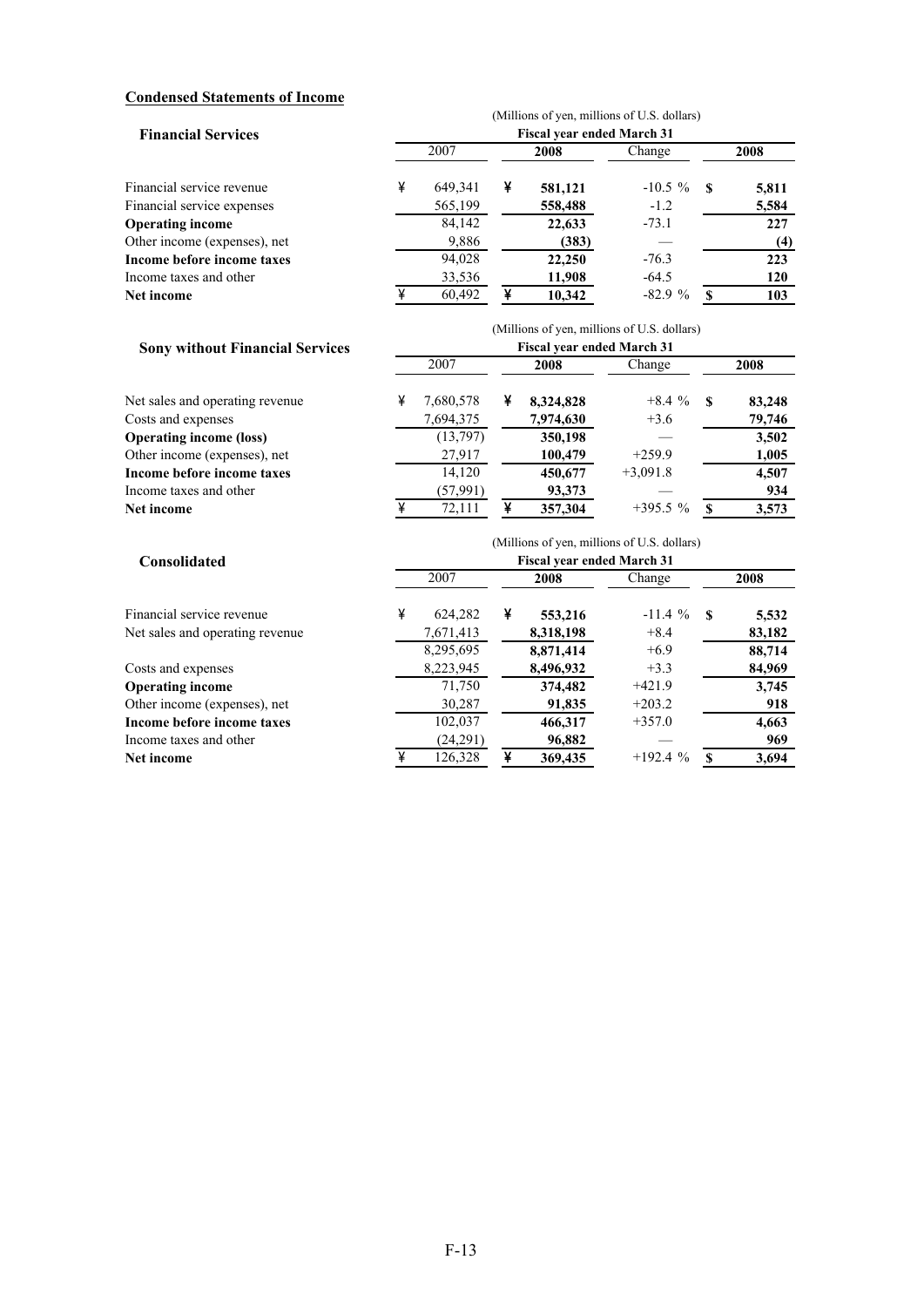## Condensed Statements of Income

### Financial Services

| | (Millions of yen, millions of U.S. dollars) | | | |
|---|---|---|---|---|
| | Fiscal year ended March 31 | | | |
| | 2007 | **2008** | Change | **2008** |
| Financial service revenue | ¥ 649,341 | ¥ **581,121** | -10.5 % | $ **5,811** |
| Financial service expenses | 565,199 | **558,488** | -1.2 | **5,584** |
| **Operating income** | 84,142 | **22,633** | -73.1 | **227** |
| Other income (expenses), net | 9,886 | **(383)** | — | **(4)** |
| **Income before income taxes** | 94,028 | **22,250** | -76.3 | **223** |
| Income taxes and other | 33,536 | **11,908** | -64.5 | **120** |
| **Net income** | ¥ 60,492 | ¥ **10,342** | -82.9 % | $ **103** |

### Sony without Financial Services

| | (Millions of yen, millions of U.S. dollars) | | | |
|---|---|---|---|---|
| | Fiscal year ended March 31 | | | |
| | 2007 | **2008** | Change | **2008** |
| Net sales and operating revenue | ¥ 7,680,578 | ¥ **8,324,828** | +8.4 % | $ **83,248** |
| Costs and expenses | 7,694,375 | **7,974,630** | +3.6 | **79,746** |
| **Operating income (loss)** | (13,797) | **350,198** | — | **3,502** |
| Other income (expenses), net | 27,917 | **100,479** | +259.9 | **1,005** |
| **Income before income taxes** | 14,120 | **450,677** | +3,091.8 | **4,507** |
| Income taxes and other | (57,991) | **93,373** | — | **934** |
| **Net income** | ¥ 72,111 | ¥ **357,304** | +395.5 % | $ **3,573** |

### Consolidated

| | (Millions of yen, millions of U.S. dollars) | | | |
|---|---|---|---|---|
| | Fiscal year ended March 31 | | | |
| | 2007 | **2008** | Change | **2008** |
| Financial service revenue | ¥ 624,282 | ¥ **553,216** | -11.4 % | $ **5,532** |
| Net sales and operating revenue | 7,671,413 | **8,318,198** | +8.4 | **83,182** |
| | 8,295,695 | **8,871,414** | +6.9 | **88,714** |
| Costs and expenses | 8,223,945 | **8,496,932** | +3.3 | **84,969** |
| **Operating income** | 71,750 | **374,482** | +421.9 | **3,745** |
| Other income (expenses), net | 30,287 | **91,835** | +203.2 | **918** |
| **Income before income taxes** | 102,037 | **466,317** | +357.0 | **4,663** |
| Income taxes and other | (24,291) | **96,882** | — | **969** |
| **Net income** | ¥ 126,328 | ¥ **369,435** | +192.4 % | $ **3,694** |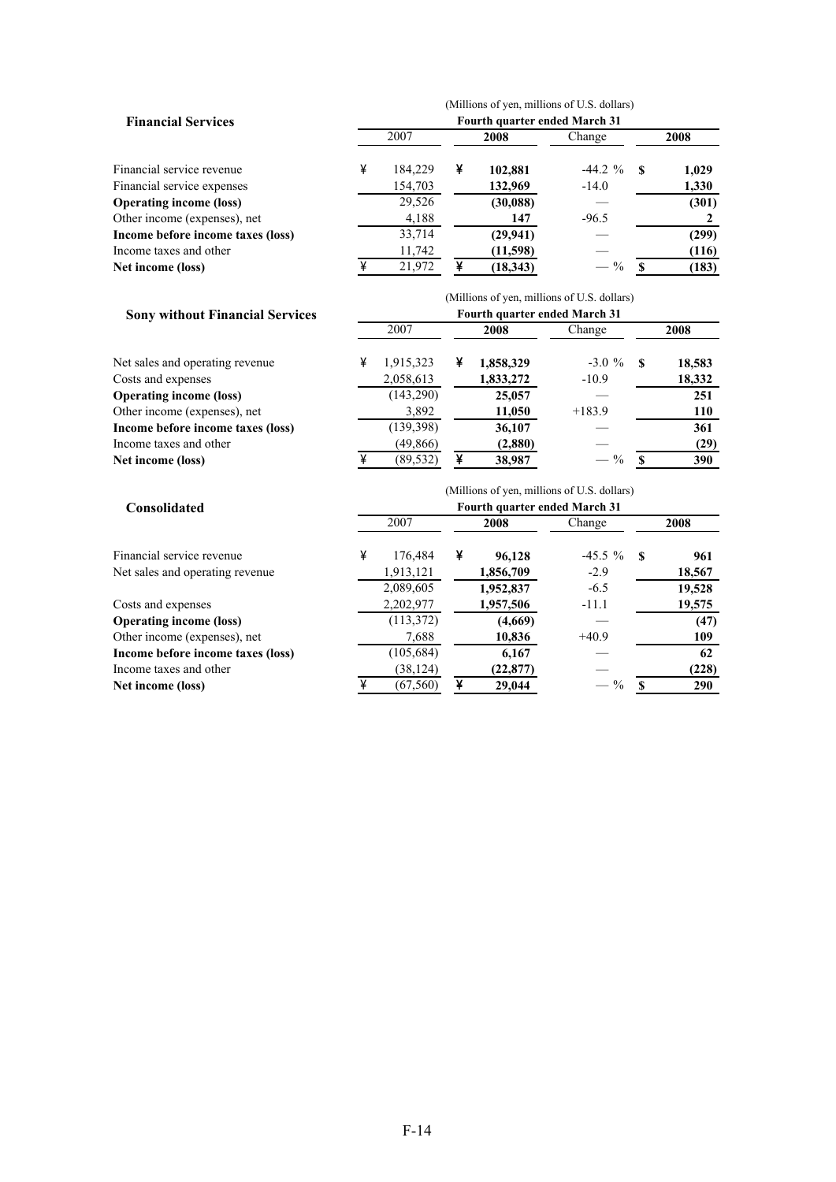### Financial Services

| | (Millions of yen, millions of U.S. dollars) | | | |
|---|---|---|---|---|
| | Fourth quarter ended March 31 | | | |
| | 2007 | **2008** | Change | **2008** |
| Financial service revenue | ¥ 184,229 | ¥ **102,881** | -44.2 % | $ **1,029** |
| Financial service expenses | 154,703 | **132,969** | -14.0 | **1,330** |
| **Operating income (loss)** | 29,526 | **(30,088)** | — | **(301)** |
| Other income (expenses), net | 4,188 | **147** | -96.5 | **2** |
| **Income before income taxes (loss)** | 33,714 | **(29,941)** | — | **(299)** |
| Income taxes and other | 11,742 | **(11,598)** | — | **(116)** |
| **Net income (loss)** | ¥ 21,972 | ¥ **(18,343)** | — % | $ **(183)** |

### Sony without Financial Services

| | (Millions of yen, millions of U.S. dollars) | | | |
|---|---|---|---|---|
| | Fourth quarter ended March 31 | | | |
| | 2007 | **2008** | Change | **2008** |
| Net sales and operating revenue | ¥ 1,915,323 | ¥ **1,858,329** | -3.0 % | $ **18,583** |
| Costs and expenses | 2,058,613 | **1,833,272** | -10.9 | **18,332** |
| **Operating income (loss)** | (143,290) | **25,057** | — | **251** |
| Other income (expenses), net | 3,892 | **11,050** | +183.9 | **110** |
| **Income before income taxes (loss)** | (139,398) | **36,107** | — | **361** |
| Income taxes and other | (49,866) | **(2,880)** | — | **(29)** |
| **Net income (loss)** | ¥ (89,532) | ¥ **38,987** | — % | $ **390** |

### Consolidated

| | (Millions of yen, millions of U.S. dollars) | | | |
|---|---|---|---|---|
| | Fourth quarter ended March 31 | | | |
| | 2007 | **2008** | Change | **2008** |
| Financial service revenue | ¥ 176,484 | ¥ **96,128** | -45.5 % | $ **961** |
| Net sales and operating revenue | 1,913,121 | **1,856,709** | -2.9 | **18,567** |
| | 2,089,605 | **1,952,837** | -6.5 | **19,528** |
| Costs and expenses | 2,202,977 | **1,957,506** | -11.1 | **19,575** |
| **Operating income (loss)** | (113,372) | **(4,669)** | — | **(47)** |
| Other income (expenses), net | 7,688 | **10,836** | +40.9 | **109** |
| **Income before income taxes (loss)** | (105,684) | **6,167** | — | **62** |
| Income taxes and other | (38,124) | **(22,877)** | — | **(228)** |
| **Net income (loss)** | ¥ (67,560) | ¥ **29,044** | — % | $ **290** |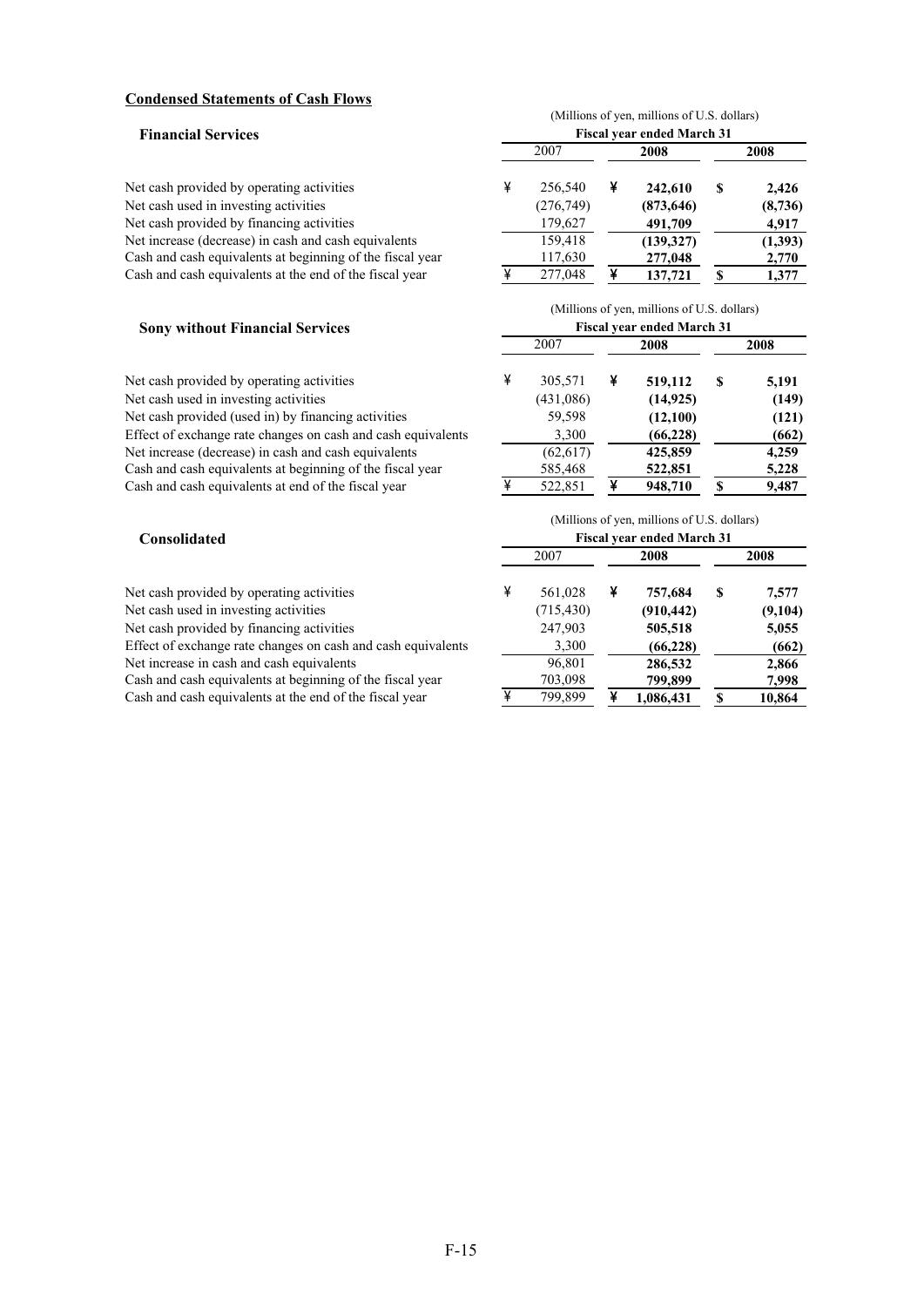**Condensed Statements of Cash Flows**

### Financial Services

| | (Millions of yen, millions of U.S. dollars) | | |
|---|---|---|---|
| | Fiscal year ended March 31 | | |
| | 2007 | **2008** | **2008** |
| Net cash provided by operating activities | ¥ 256,540 | ¥ **242,610** | $ **2,426** |
| Net cash used in investing activities | (276,749) | **(873,646)** | **(8,736)** |
| Net cash provided by financing activities | 179,627 | **491,709** | **4,917** |
| Net increase (decrease) in cash and cash equivalents | 159,418 | **(139,327)** | **(1,393)** |
| Cash and cash equivalents at beginning of the fiscal year | 117,630 | **277,048** | **2,770** |
| Cash and cash equivalents at the end of the fiscal year | ¥ 277,048 | ¥ **137,721** | $ **1,377** |

### Sony without Financial Services

| | (Millions of yen, millions of U.S. dollars) | | |
|---|---|---|---|
| | Fiscal year ended March 31 | | |
| | 2007 | **2008** | **2008** |
| Net cash provided by operating activities | ¥ 305,571 | ¥ **519,112** | $ **5,191** |
| Net cash used in investing activities | (431,086) | **(14,925)** | **(149)** |
| Net cash provided (used in) by financing activities | 59,598 | **(12,100)** | **(121)** |
| Effect of exchange rate changes on cash and cash equivalents | 3,300 | **(66,228)** | **(662)** |
| Net increase (decrease) in cash and cash equivalents | (62,617) | **425,859** | **4,259** |
| Cash and cash equivalents at beginning of the fiscal year | 585,468 | **522,851** | **5,228** |
| Cash and cash equivalents at end of the fiscal year | ¥ 522,851 | ¥ **948,710** | $ **9,487** |

### Consolidated

| | (Millions of yen, millions of U.S. dollars) | | |
|---|---|---|---|
| | Fiscal year ended March 31 | | |
| | 2007 | **2008** | **2008** |
| Net cash provided by operating activities | ¥ 561,028 | ¥ **757,684** | $ **7,577** |
| Net cash used in investing activities | (715,430) | **(910,442)** | **(9,104)** |
| Net cash provided by financing activities | 247,903 | **505,518** | **5,055** |
| Effect of exchange rate changes on cash and cash equivalents | 3,300 | **(66,228)** | **(662)** |
| Net increase in cash and cash equivalents | 96,801 | **286,532** | **2,866** |
| Cash and cash equivalents at beginning of the fiscal year | 703,098 | **799,899** | **7,998** |
| Cash and cash equivalents at the end of the fiscal year | ¥ 799,899 | ¥ **1,086,431** | $ **10,864** |